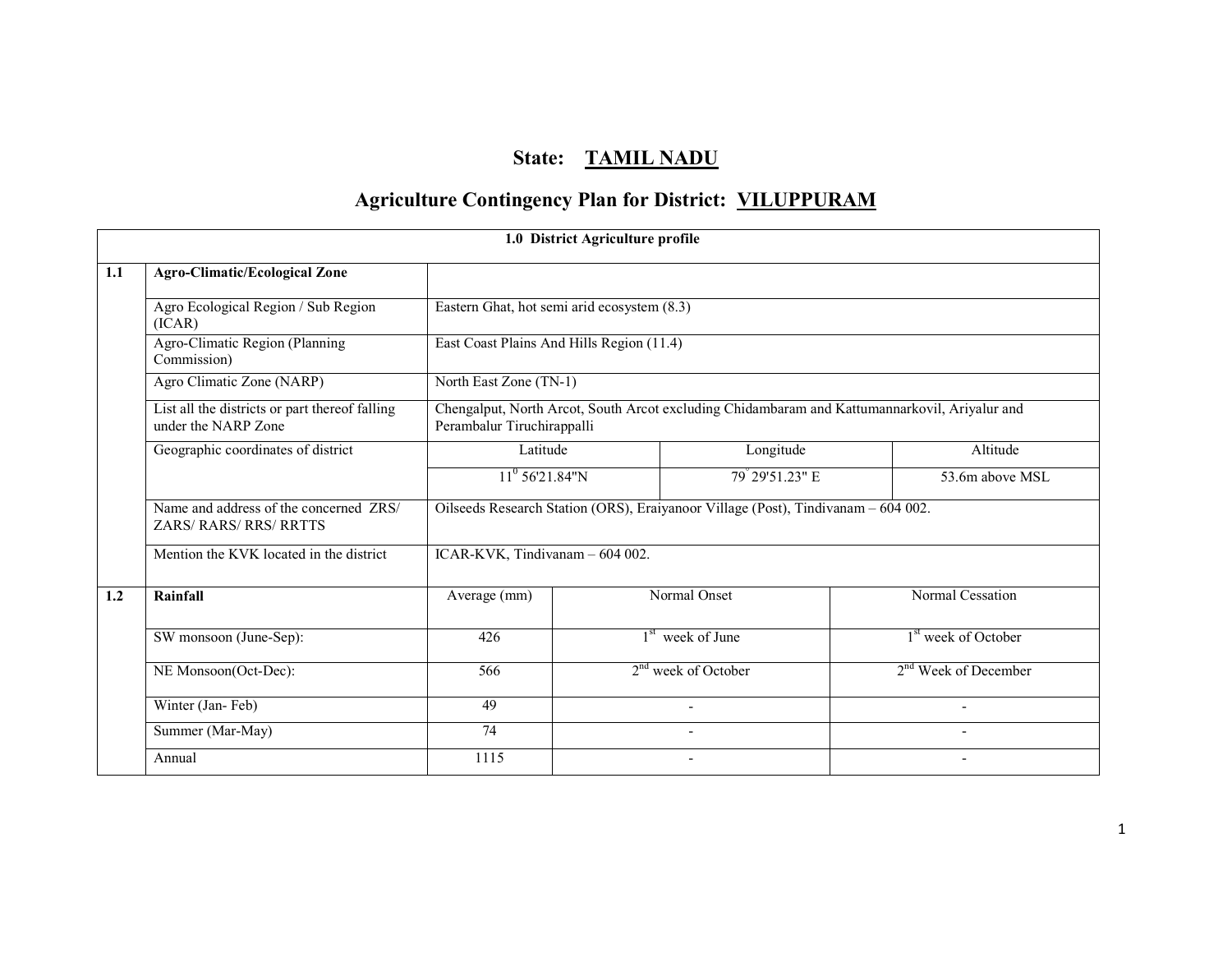# State: TAMIL NADU

## Agriculture Contingency Plan for District: VILUPPURAM

| 1.0 District Agriculture profile | | | | |
|---|---|---|---|---|
| **1.1** | **Agro-Climatic/Ecological Zone** | | | |
| | Agro Ecological Region / Sub Region (ICAR) | Eastern Ghat, hot semi arid ecosystem (8.3) | | |
| | Agro-Climatic Region (Planning Commission) | East Coast Plains And Hills Region (11.4) | | |
| | Agro Climatic Zone (NARP) | North East Zone (TN-1) | | |
| | List all the districts or part thereof falling under the NARP Zone | Chengalput, North Arcot, South Arcot excluding Chidambaram and Kattumannarkovil, Ariyalur and Perambalur Tiruchirappalli | | |
| | Geographic coordinates of district | Latitude | Longitude | Altitude |
| | | $11^0$ 56'21.84"N | $79^{\circ}$ 29'51.23" E | 53.6m above MSL |
| | Name and address of the concerned ZRS/ ZARS/ RARS/ RRS/ RRTTS | Oilseeds Research Station (ORS), Eraiyanoor Village (Post), Tindivanam – 604 002. | | |
| | Mention the KVK located in the district | ICAR-KVK, Tindivanam – 604 002. | | |
| **1.2** | **Rainfall** | Average (mm) | Normal Onset | Normal Cessation |
| | SW monsoon (June-Sep): | 426 | 1st week of June | 1st week of October |
| | NE Monsoon(Oct-Dec): | 566 | 2nd week of October | 2nd Week of December |
| | Winter (Jan- Feb) | 49 | - | - |
| | Summer (Mar-May) | 74 | - | - |
| | Annual | 1115 | - | - |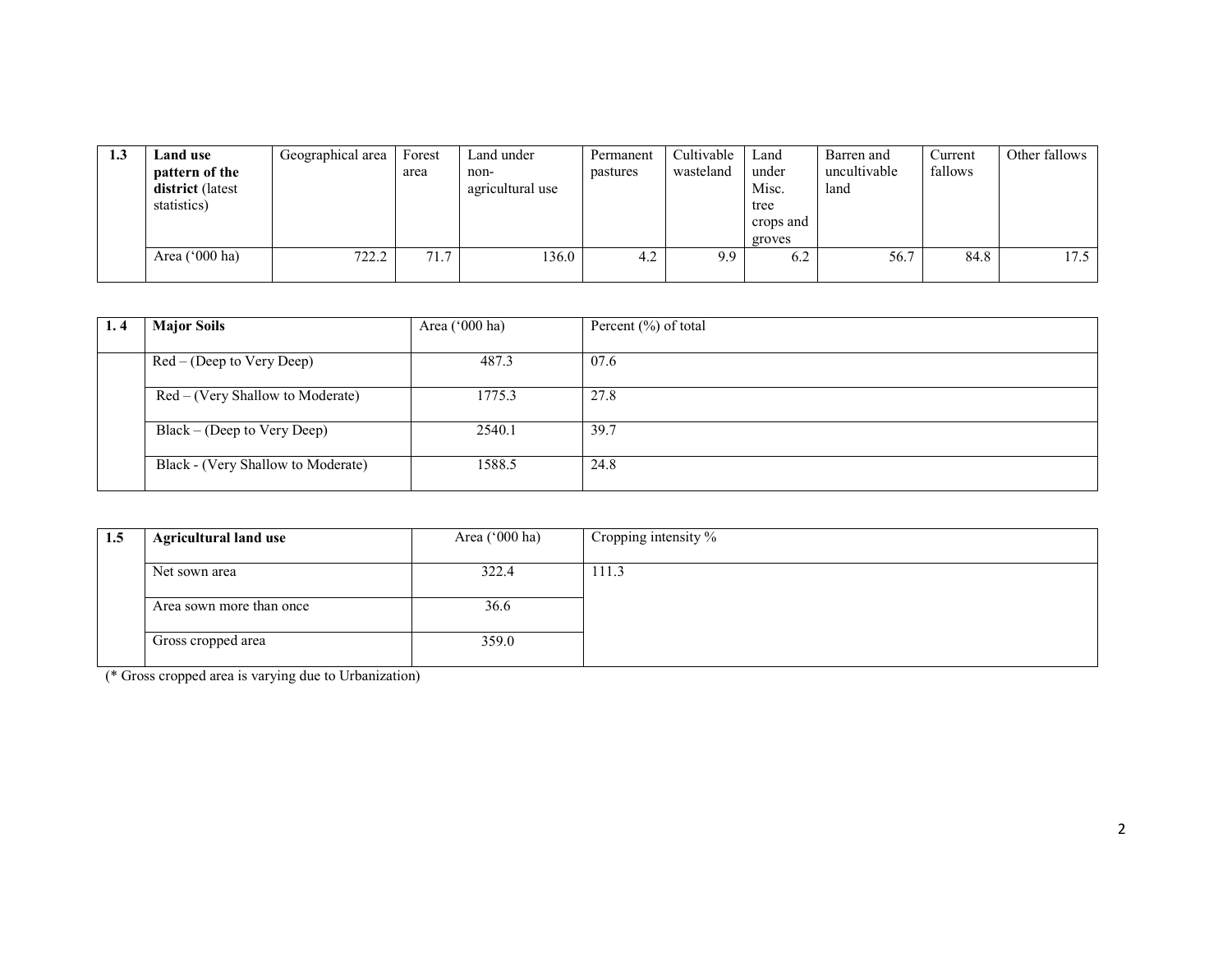| 1.3 | **Land use pattern of the district** (latest statistics) | Geographical area | Forest area | Land under non-agricultural use | Permanent pastures | Cultivable wasteland | Land under Misc. tree crops and groves | Barren and uncultivable land | Current fallows | Other fallows |
|---|---|---|---|---|---|---|---|---|---|---|
| | Area ('000 ha) | 722.2 | 71.7 | 136.0 | 4.2 | 9.9 | 6.2 | 56.7 | 84.8 | 17.5 |

| 1. 4 | **Major Soils** | Area ('000 ha) | Percent (%) of total |
|---|---|---|---|
| | Red – (Deep to Very Deep) | 487.3 | 07.6 |
| | Red – (Very Shallow to Moderate) | 1775.3 | 27.8 |
| | Black – (Deep to Very Deep) | 2540.1 | 39.7 |
| | Black - (Very Shallow to Moderate) | 1588.5 | 24.8 |

| 1.5 | **Agricultural land use** | Area ('000 ha) | Cropping intensity % |
|---|---|---|---|
| | Net sown area | 322.4 | 111.3 |
| | Area sown more than once | 36.6 | |
| | Gross cropped area | 359.0 | |

(* Gross cropped area is varying due to Urbanization)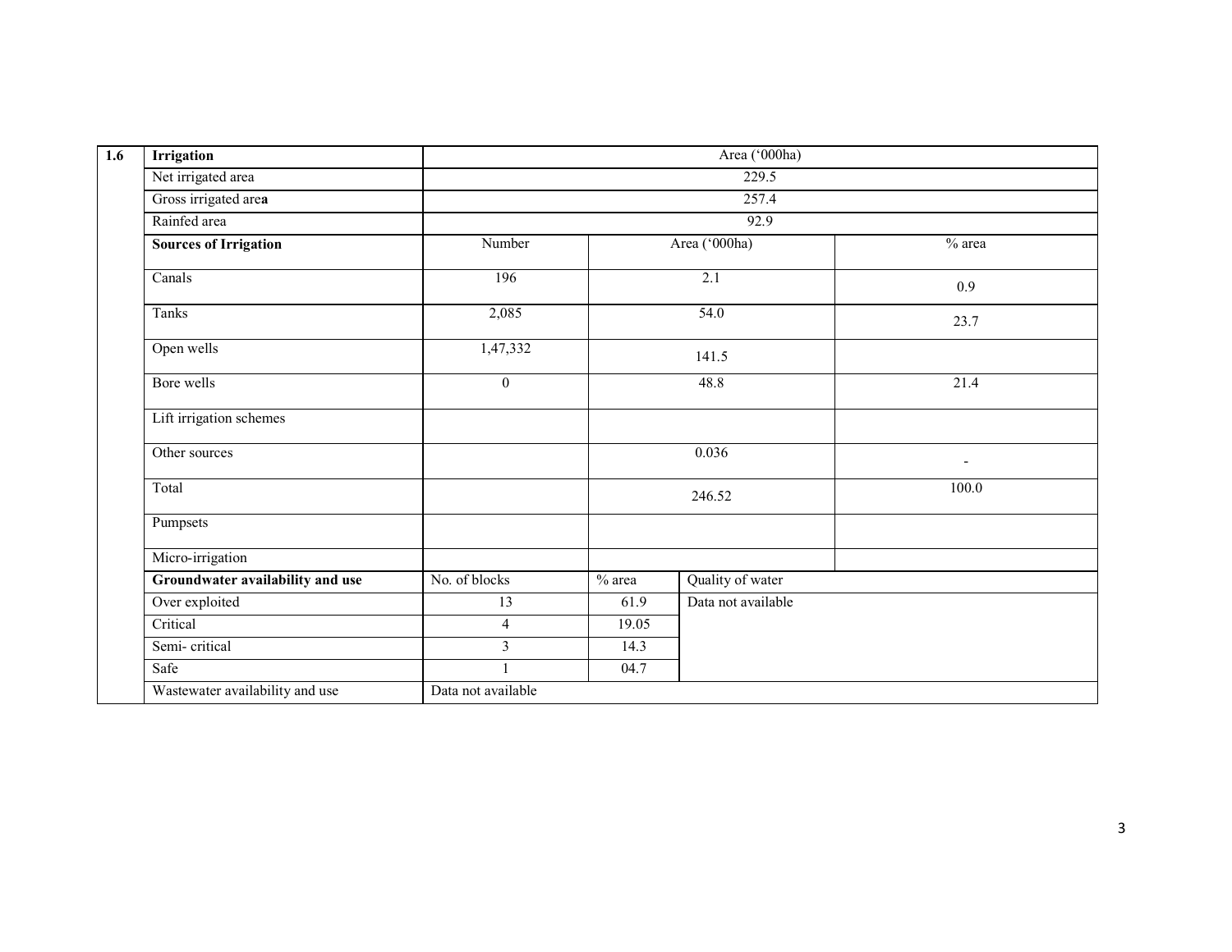| 1.6 | Irrigation | Area ('000ha) | | | |
|---|---|---|---|---|---|
| | Net irrigated area | 229.5 | | | |
| | Gross irrigated are**a** | 257.4 | | | |
| | Rainfed area | 92.9 | | | |
| | **Sources of Irrigation** | Number | Area ('000ha) | | % area |
| | Canals | 196 | 2.1 | | 0.9 |
| | Tanks | 2,085 | 54.0 | | 23.7 |
| | Open wells | 1,47,332 | 141.5 | | |
| | Bore wells | 0 | 48.8 | | 21.4 |
| | Lift irrigation schemes | | | | |
| | Other sources | | 0.036 | | - |
| | Total | | 246.52 | | 100.0 |
| | Pumpsets | | | | |
| | Micro-irrigation | | | | |
| | **Groundwater availability and use** | No. of blocks | % area | Quality of water | |
| | Over exploited | 13 | 61.9 | Data not available | |
| | Critical | 4 | 19.05 | | |
| | Semi- critical | 3 | 14.3 | | |
| | Safe | 1 | 04.7 | | |
| | Wastewater availability and use | Data not available | | | |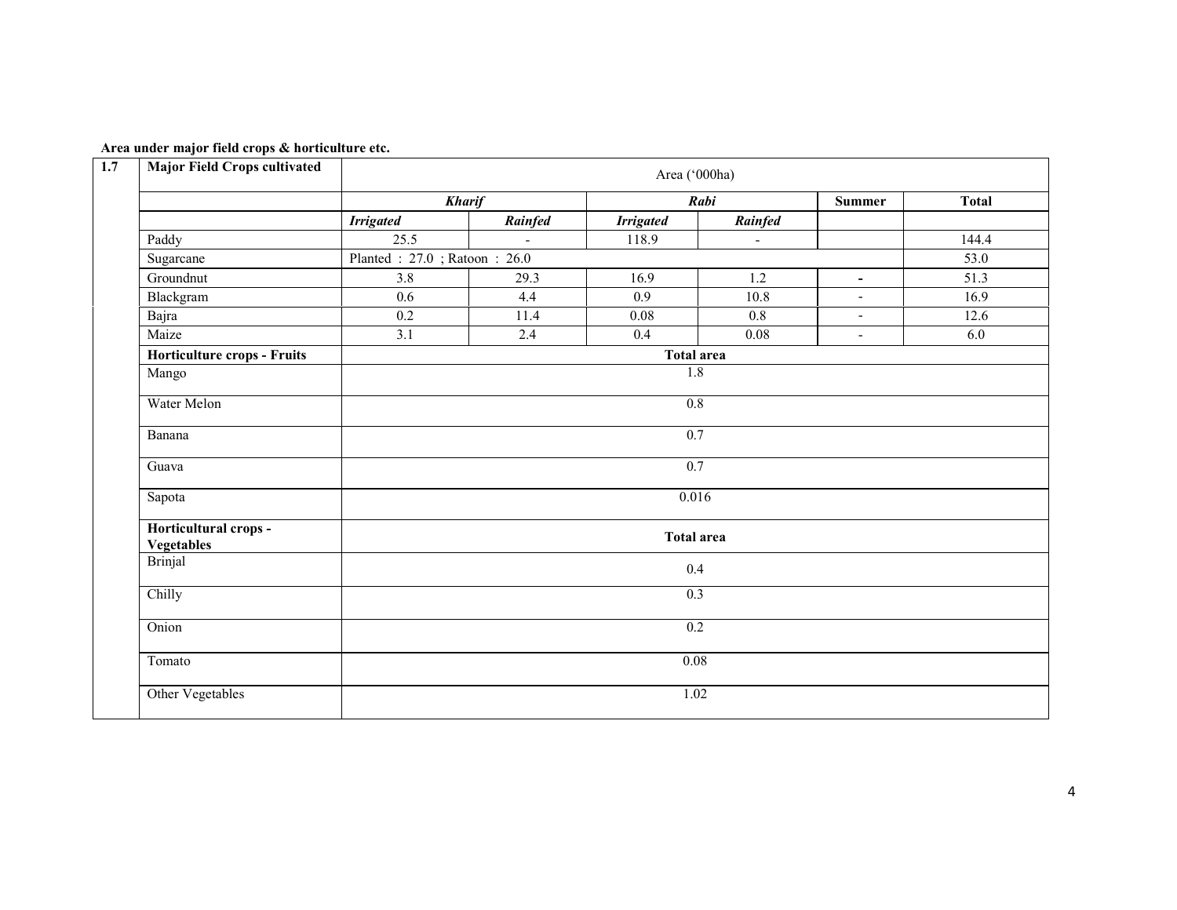**Area under major field crops & horticulture etc.**

| 1.7 | Major Field Crops cultivated | Area ('000ha) | | | | | |
|---|---|---|---|---|---|---|---|
| | | ***Kharif*** | | ***Rabi*** | | **Summer** | **Total** |
| | | ***Irrigated*** | ***Rainfed*** | ***Irrigated*** | ***Rainfed*** | | |
| | Paddy | 25.5 | - | 118.9 | - | | 144.4 |
| | Sugarcane | Planted : 27.0 ; Ratoon : 26.0 | | | | | 53.0 |
| | Groundnut | 3.8 | 29.3 | 16.9 | 1.2 | - | 51.3 |
| | Blackgram | 0.6 | 4.4 | 0.9 | 10.8 | - | 16.9 |
| | Bajra | 0.2 | 11.4 | 0.08 | 0.8 | - | 12.6 |
| | Maize | 3.1 | 2.4 | 0.4 | 0.08 | - | 6.0 |
| | **Horticulture crops - Fruits** | **Total area** | | | | | |
| | Mango | 1.8 | | | | | |
| | Water Melon | 0.8 | | | | | |
| | Banana | 0.7 | | | | | |
| | Guava | 0.7 | | | | | |
| | Sapota | 0.016 | | | | | |
| | **Horticultural crops - Vegetables** | **Total area** | | | | | |
| | Brinjal | 0.4 | | | | | |
| | Chilly | 0.3 | | | | | |
| | Onion | 0.2 | | | | | |
| | Tomato | 0.08 | | | | | |
| | Other Vegetables | 1.02 | | | | | |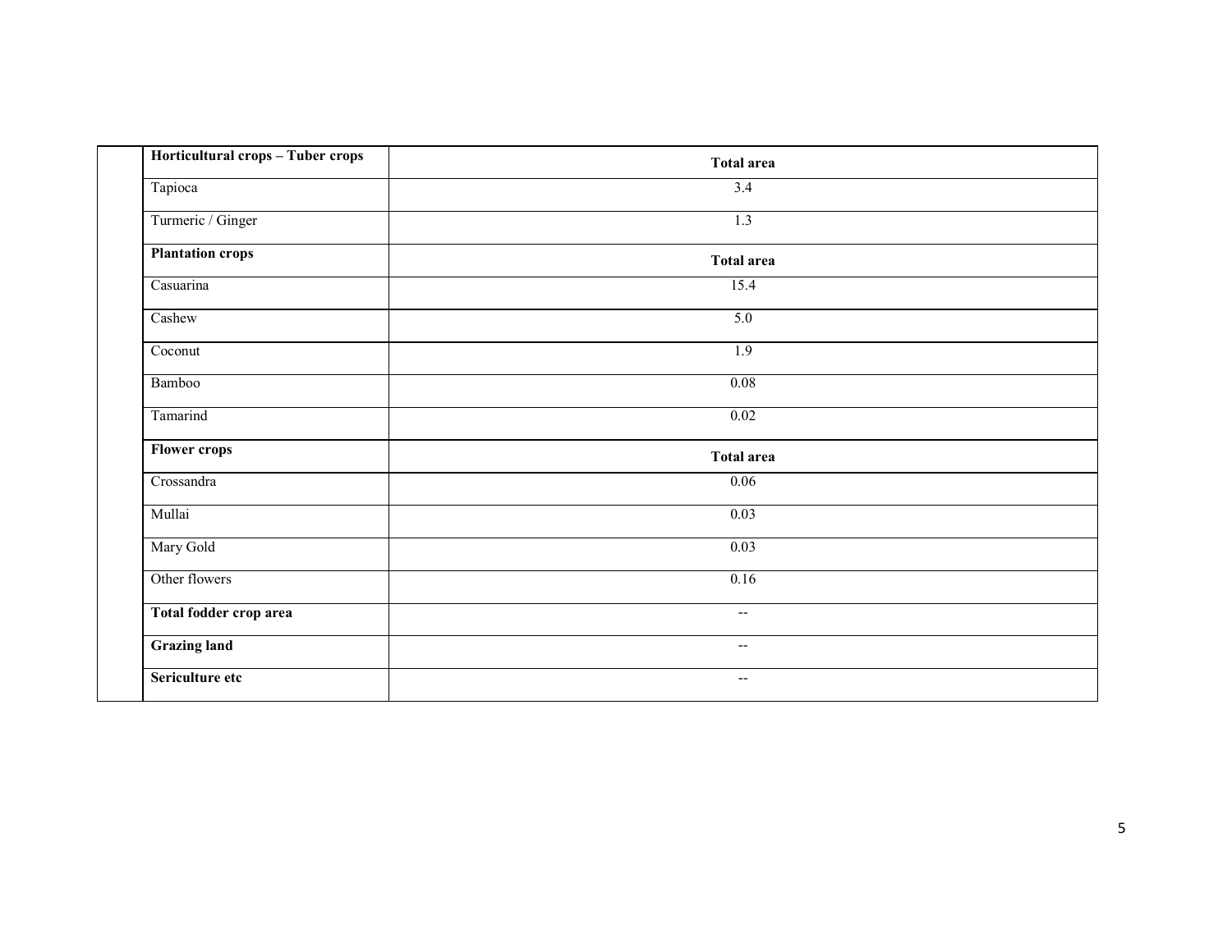| | Horticultural crops – Tuber crops | Total area |
|---|---|---|
| | Tapioca | 3.4 |
| | Turmeric / Ginger | 1.3 |
| | **Plantation crops** | **Total area** |
| | Casuarina | 15.4 |
| | Cashew | 5.0 |
| | Coconut | 1.9 |
| | Bamboo | 0.08 |
| | Tamarind | 0.02 |
| | **Flower crops** | **Total area** |
| | Crossandra | 0.06 |
| | Mullai | 0.03 |
| | Mary Gold | 0.03 |
| | Other flowers | 0.16 |
| | **Total fodder crop area** | -- |
| | **Grazing land** | -- |
| | **Sericulture etc** | -- |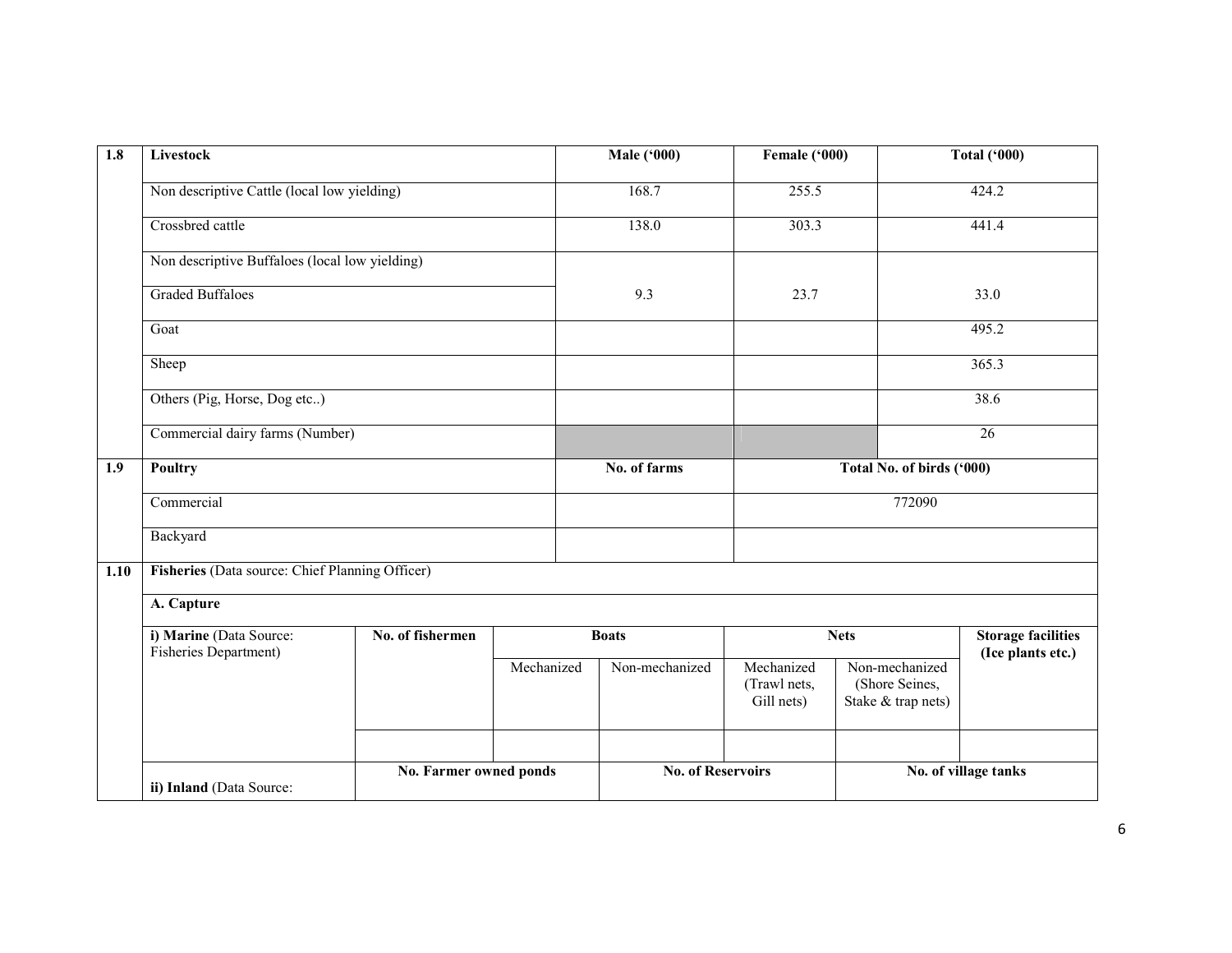| 1.8 | Livestock | Male ('000) | Female ('000) | Total ('000) |
|---|---|---|---|---|
| | Non descriptive Cattle (local low yielding) | 168.7 | 255.5 | 424.2 |
| | Crossbred cattle | 138.0 | 303.3 | 441.4 |
| | Non descriptive Buffaloes (local low yielding) | | | |
| | Graded Buffaloes | 9.3 | 23.7 | 33.0 |
| | Goat | | | 495.2 |
| | Sheep | | | 365.3 |
| | Others (Pig, Horse, Dog etc..) | | | 38.6 |
| | Commercial dairy farms (Number) | | | 26 |

| 1.9 | Poultry | No. of farms | Total No. of birds ('000) |
|---|---|---|---|
| | Commercial | | 772090 |
| | Backyard | | |

| 1.10 | Fisheries (Data source: Chief Planning Officer) | | | | | | |
|---|---|---|---|---|---|---|---|
| | **A. Capture** | | | | | | |
| | **i) Marine** (Data Source: Fisheries Department) | **No. of fishermen** | **Boats** | | **Nets** | | **Storage facilities (Ice plants etc.)** |
| | | | Mechanized | Non-mechanized | Mechanized (Trawl nets, Gill nets) | Non-mechanized (Shore Seines, Stake & trap nets) | |
| | | | | | | | |
| | **ii) Inland** (Data Source: | **No. Farmer owned ponds** | | **No. of Reservoirs** | | **No. of village tanks** | |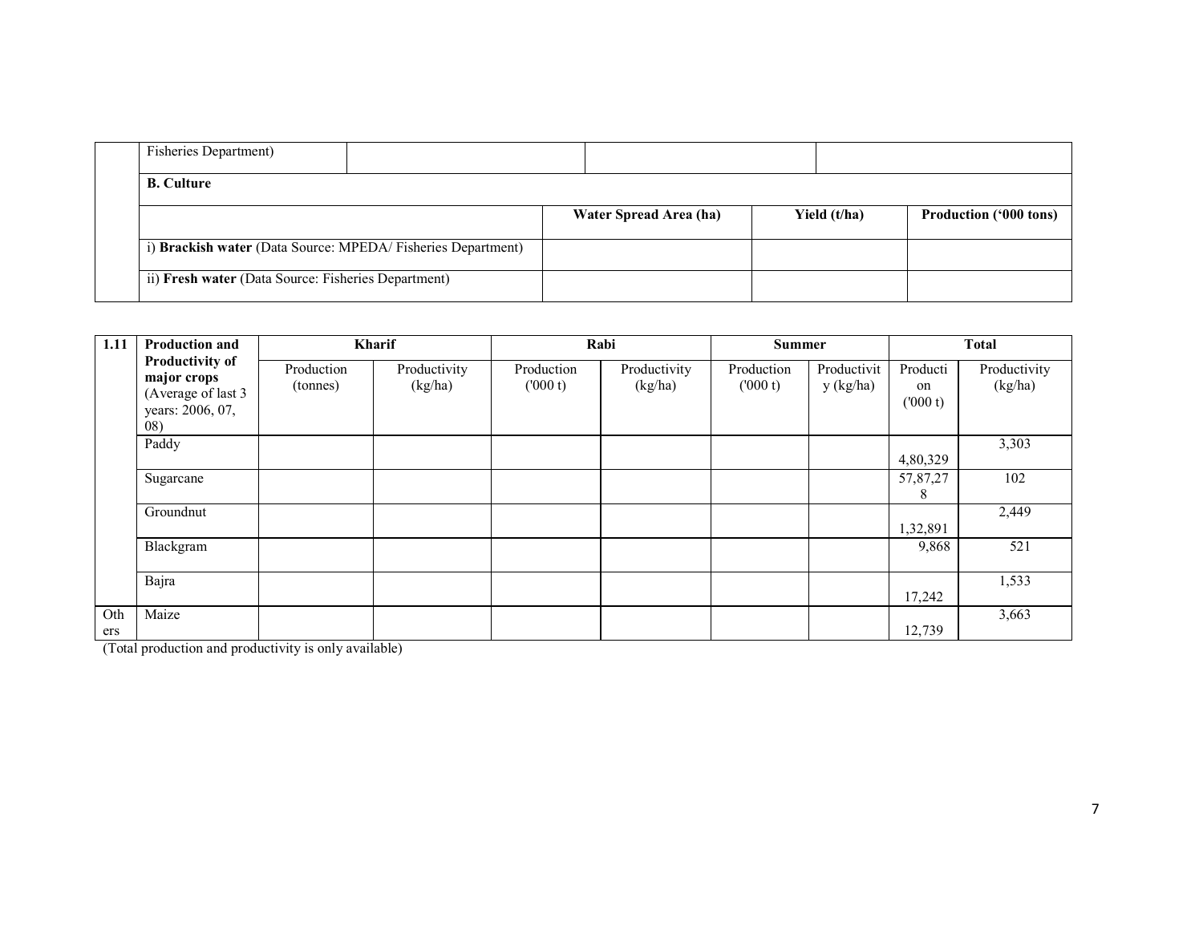| | Fisheries Department) | | | |
|---|---|---|---|---|
| | **B. Culture** | | | |
| | | **Water Spread Area (ha)** | **Yield (t/ha)** | **Production ('000 tons)** |
| | i) **Brackish water** (Data Source: MPEDA/ Fisheries Department) | | | |
| | ii) **Fresh water** (Data Source: Fisheries Department) | | | |

| 1.11 | **Production and Productivity of major crops** (Average of last 3 years: 2006, 07, 08) | Kharif | | Rabi | | Summer | | Total | |
|---|---|---|---|---|---|---|---|---|---|
| | | Production (tonnes) | Productivity (kg/ha) | Production ('000 t) | Productivity (kg/ha) | Production ('000 t) | Productivity (kg/ha) | Production ('000 t) | Productivity (kg/ha) |
| | Paddy | | | | | | | 4,80,329 | 3,303 |
| | Sugarcane | | | | | | | 57,87,278 | 102 |
| | Groundnut | | | | | | | 1,32,891 | 2,449 |
| | Blackgram | | | | | | | 9,868 | 521 |
| | Bajra | | | | | | | 17,242 | 1,533 |
| Others | Maize | | | | | | | 12,739 | 3,663 |

(Total production and productivity is only available)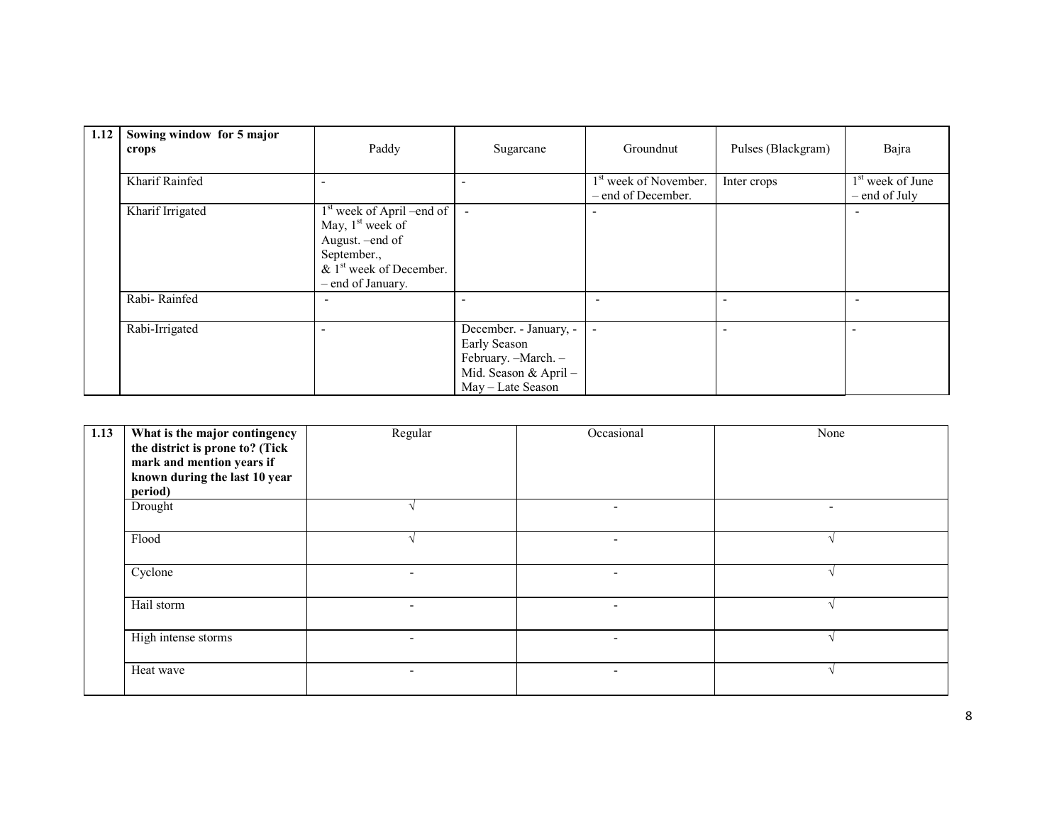| 1.12 | Sowing window for 5 major crops | Paddy | Sugarcane | Groundnut | Pulses (Blackgram) | Bajra |
|---|---|---|---|---|---|---|
| | Kharif Rainfed | - | - | 1st week of November. – end of December. | Inter crops | 1st week of June – end of July |
| | Kharif Irrigated | 1st week of April –end of May, 1st week of August. –end of September., & 1st week of December. – end of January. | - | - | | - |
| | Rabi- Rainfed | - | - | - | - | - |
| | Rabi-Irrigated | - | December. - January, - Early Season February. –March. – Mid. Season & April – May – Late Season | - | - | - |

| 1.13 | What is the major contingency the district is prone to? (Tick mark and mention years if known during the last 10 year period) | Regular | Occasional | None |
|---|---|---|---|---|
| | Drought | √ | - | - |
| | Flood | √ | - | √ |
| | Cyclone | - | - | √ |
| | Hail storm | - | - | √ |
| | High intense storms | - | - | √ |
| | Heat wave | - | - | √ |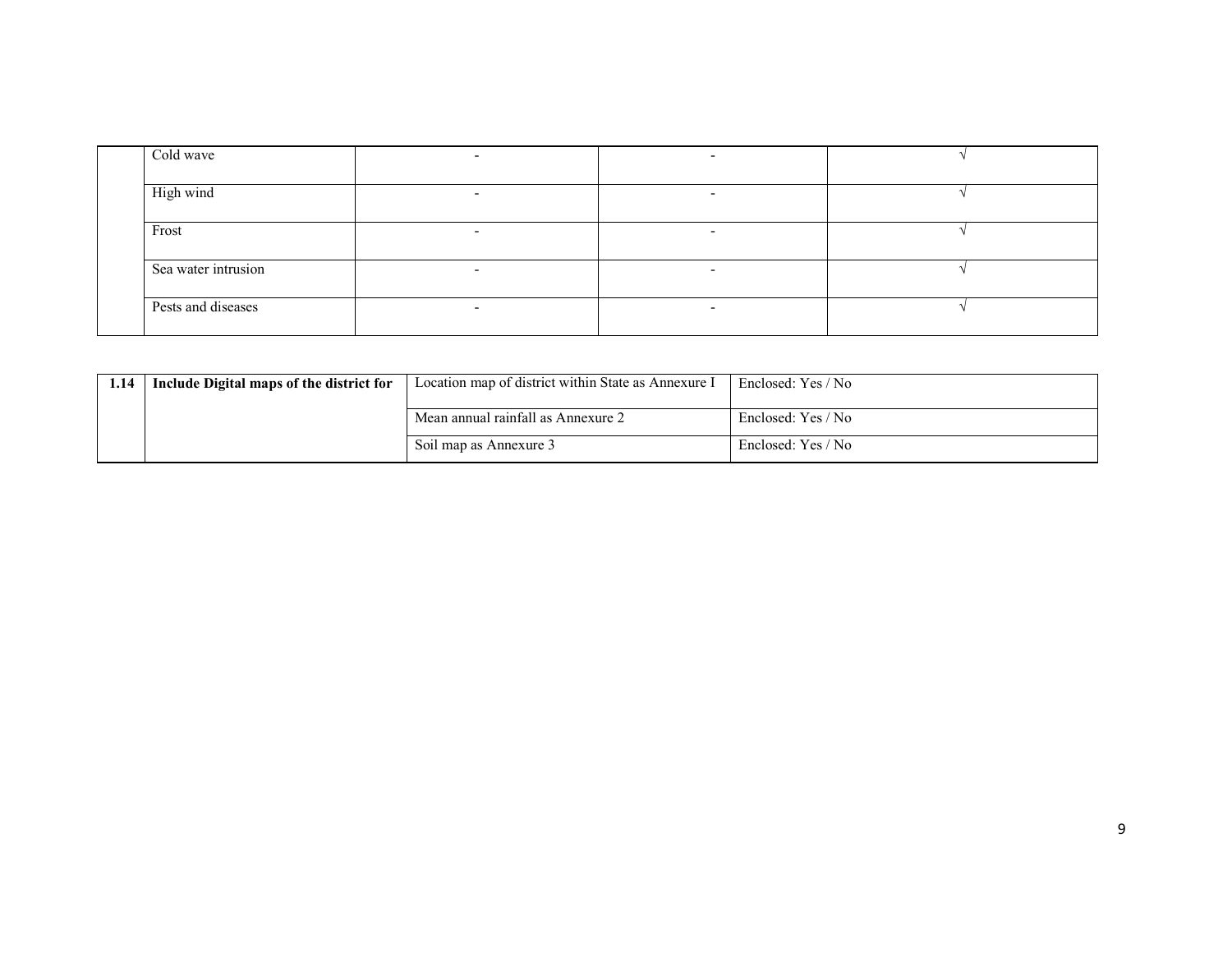| | | | | |
|---|---|---|---|---|
| | Cold wave | - | - | √ |
| | High wind | - | - | √ |
| | Frost | - | - | √ |
| | Sea water intrusion | - | - | √ |
| | Pests and diseases | - | - | √ |

| | | | |
|---|---|---|---|
| **1.14** | **Include Digital maps of the district for** | Location map of district within State as Annexure I | Enclosed: Yes / No |
| | | Mean annual rainfall as Annexure 2 | Enclosed: Yes / No |
| | | Soil map as Annexure 3 | Enclosed: Yes / No |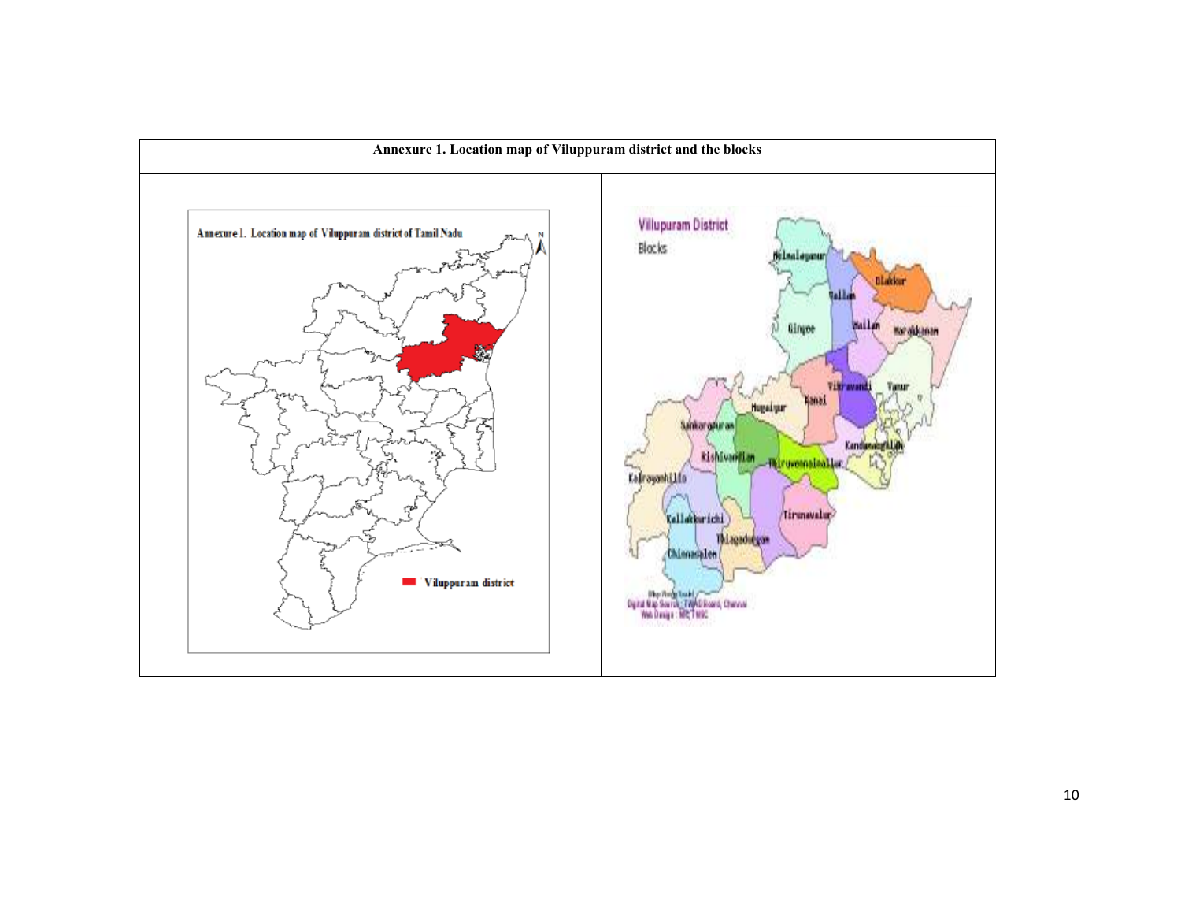**Annexure 1. Location map of Viluppuram district and the blocks**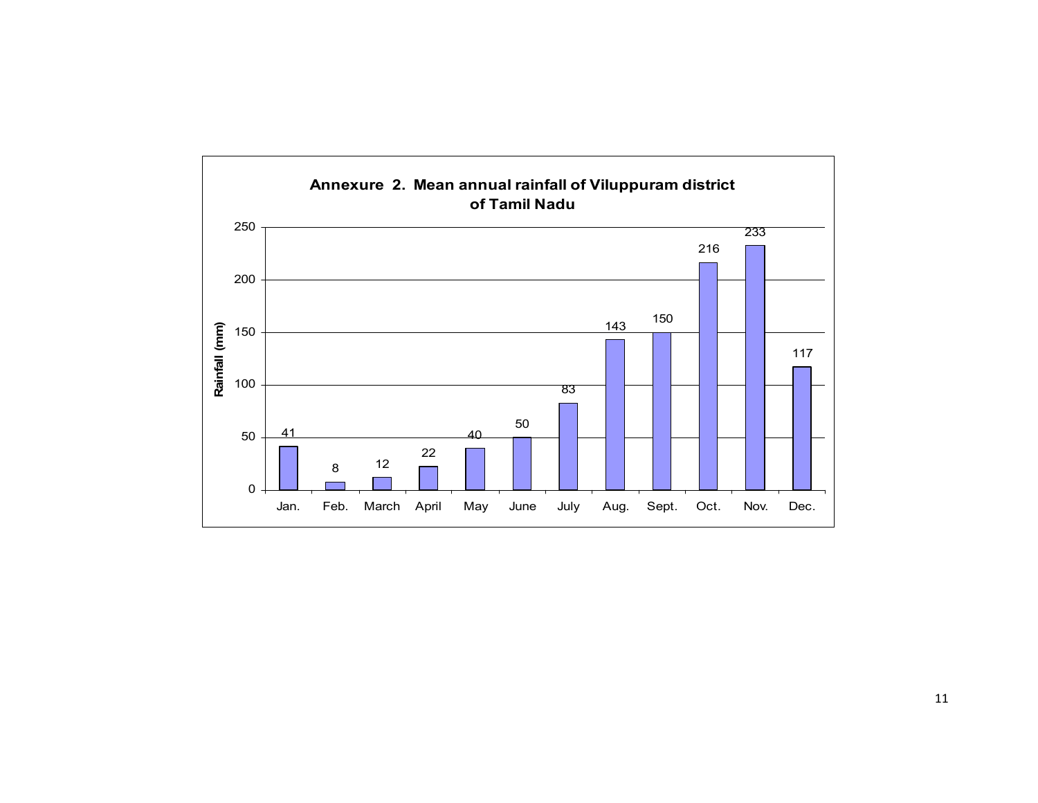**Annexure 2. Mean annual rainfall of Viluppuram district of Tamil Nadu**

| Month | Rainfall (mm) |
|---|---|
| Jan. | 41 |
| Feb. | 8 |
| March | 12 |
| April | 22 |
| May | 40 |
| June | 50 |
| July | 83 |
| Aug. | 143 |
| Sept. | 150 |
| Oct. | 216 |
| Nov. | 233 |
| Dec. | 117 |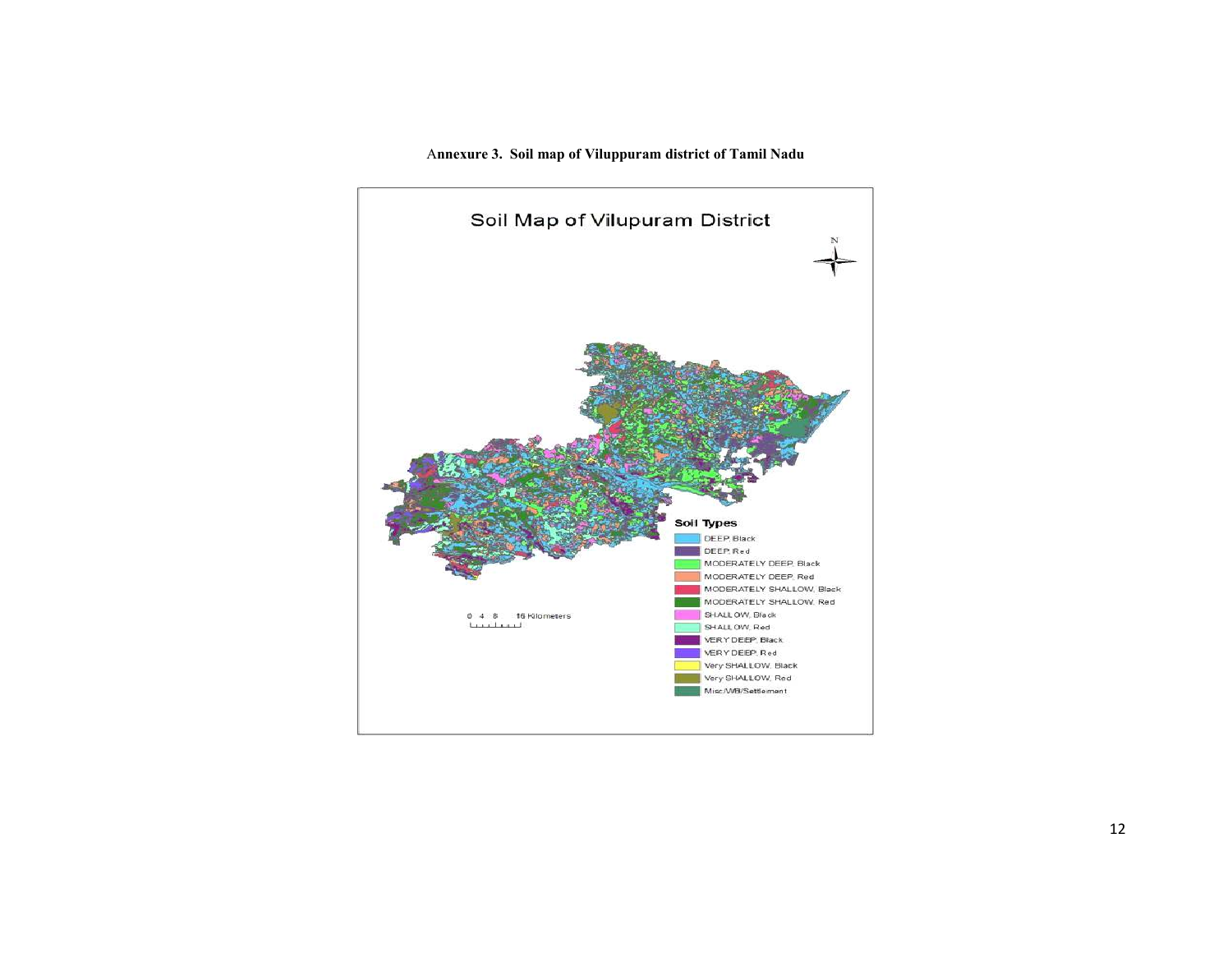**Annexure 3. Soil map of Viluppuram district of Tamil Nadu**

Soil Map of Vilupuram District

Soil Types

- DEEP, Black
- DEEP, Red
- MODERATELY DEEP, Black
- MODERATELY DEEP, Red
- MODERATELY SHALLOW, Black
- MODERATELY SHALLOW, Red
- SHALLOW, Black
- SHALLOW, Red
- VERY DEEP, Black
- VERY DEEP, Red
- Very SHALLOW, Black
- Very SHALLOW, Red
- Misc/WB/Settlement

0 4 8 16 Kilometers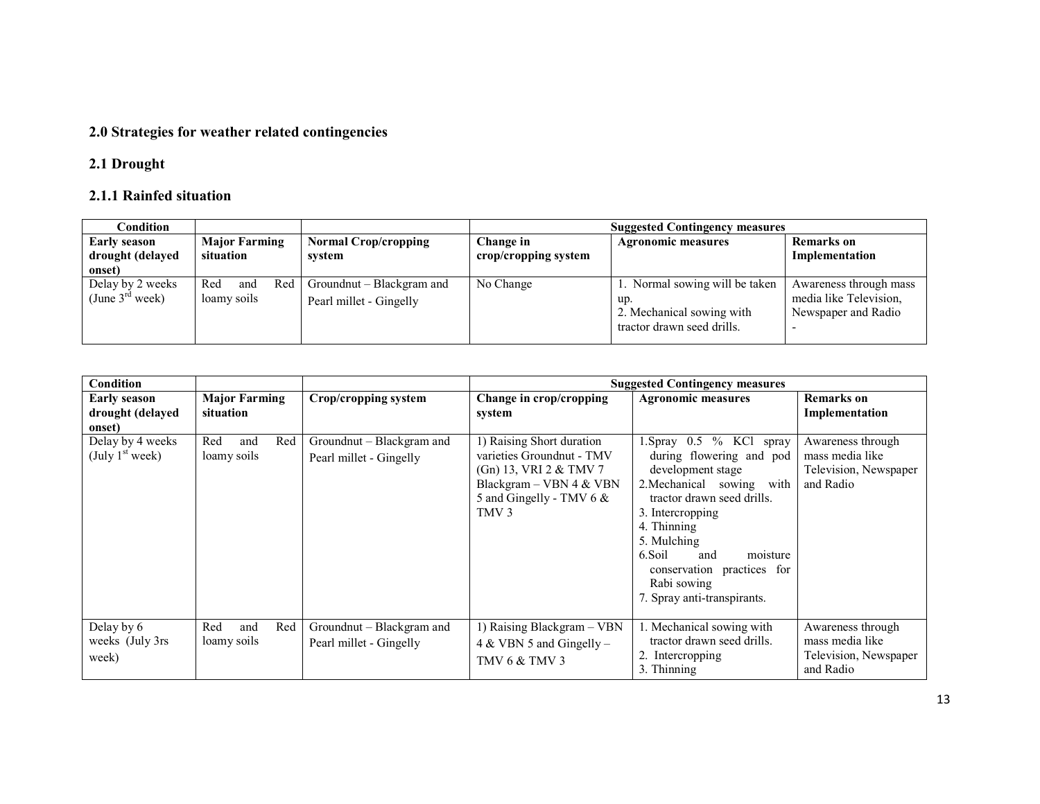## 2.0 Strategies for weather related contingencies

### 2.1 Drought

#### 2.1.1 Rainfed situation

| Condition | | | Suggested Contingency measures | | |
|---|---|---|---|---|---|
| **Early season drought (delayed onset)** | **Major Farming situation** | **Normal Crop/cropping system** | **Change in crop/cropping system** | **Agronomic measures** | **Remarks on Implementation** |
| Delay by 2 weeks (June 3rd week) | Red and Red loamy soils | Groundnut – Blackgram and Pearl millet - Gingelly | No Change | 1. Normal sowing will be taken up.<br>2. Mechanical sowing with tractor drawn seed drills. | Awareness through mass media like Television, Newspaper and Radio<br>- |

| Condition | | | Suggested Contingency measures | | |
|---|---|---|---|---|---|
| **Early season drought (delayed onset)** | **Major Farming situation** | **Crop/cropping system** | **Change in crop/cropping system** | **Agronomic measures** | **Remarks on Implementation** |
| Delay by 4 weeks (July 1st week) | Red and Red loamy soils | Groundnut – Blackgram and Pearl millet - Gingelly | 1) Raising Short duration varieties Groundnut - TMV (Gn) 13, VRI 2 & TMV 7 Blackgram – VBN 4 & VBN 5 and Gingelly - TMV 6 & TMV 3 | 1.Spray 0.5 % KCl spray during flowering and pod development stage<br>2.Mechanical sowing with tractor drawn seed drills.<br>3. Intercropping<br>4. Thinning<br>5. Mulching<br>6.Soil and moisture conservation practices for Rabi sowing<br>7. Spray anti-transpirants. | Awareness through mass media like Television, Newspaper and Radio |
| Delay by 6 weeks (July 3rs week) | Red and Red loamy soils | Groundnut – Blackgram and Pearl millet - Gingelly | 1) Raising Blackgram – VBN 4 & VBN 5 and Gingelly – TMV 6 & TMV 3 | 1. Mechanical sowing with tractor drawn seed drills.<br>2. Intercropping<br>3. Thinning | Awareness through mass media like Television, Newspaper and Radio |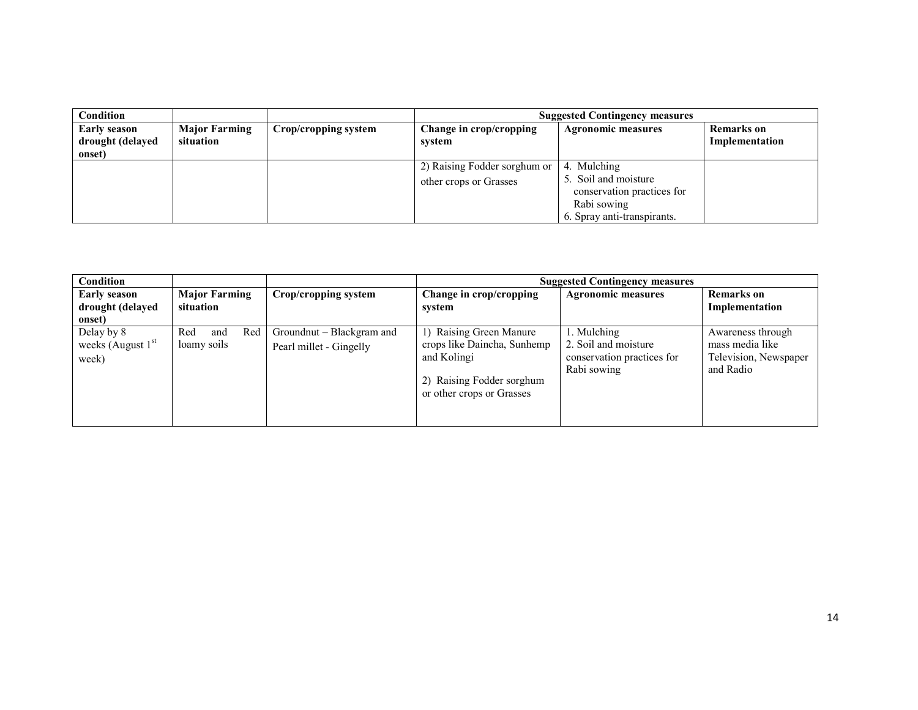| Condition | | | Suggested Contingency measures | | |
|---|---|---|---|---|---|
| **Early season drought (delayed onset)** | **Major Farming situation** | **Crop/cropping system** | **Change in crop/cropping system** | **Agronomic measures** | **Remarks on Implementation** |
| | | | 2) Raising Fodder sorghum or other crops or Grasses | 4. Mulching<br>5. Soil and moisture conservation practices for Rabi sowing<br>6. Spray anti-transpirants. | |

| Condition | | | Suggested Contingency measures | | |
|---|---|---|---|---|---|
| **Early season drought (delayed onset)** | **Major Farming situation** | **Crop/cropping system** | **Change in crop/cropping system** | **Agronomic measures** | **Remarks on Implementation** |
| Delay by 8 weeks (August 1st week) | Red and Red loamy soils | Groundnut – Blackgram and Pearl millet - Gingelly | 1) Raising Green Manure crops like Daincha, Sunhemp and Kolingi<br>2) Raising Fodder sorghum or other crops or Grasses | 1. Mulching<br>2. Soil and moisture conservation practices for Rabi sowing | Awareness through mass media like Television, Newspaper and Radio |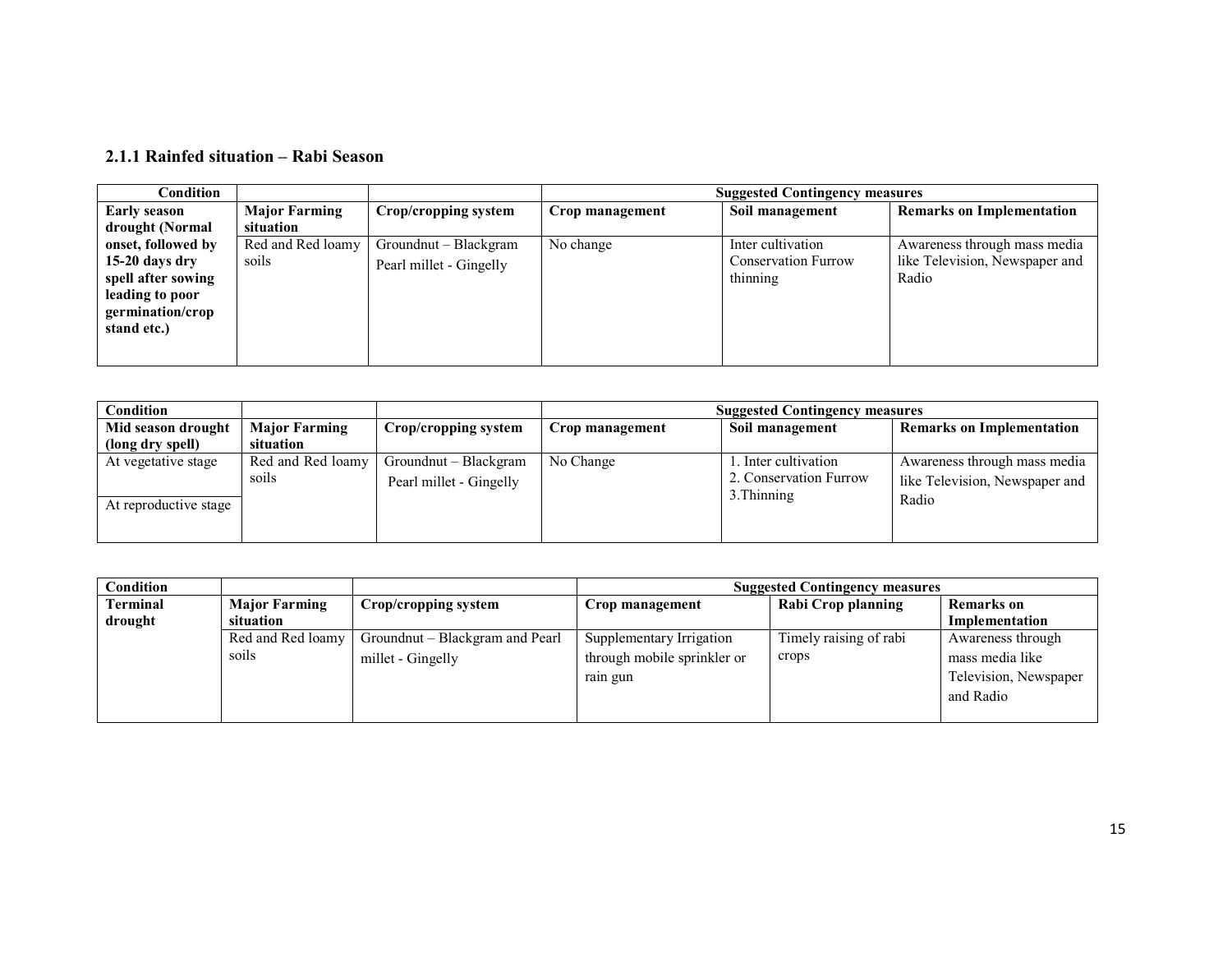### 2.1.1 Rainfed situation – Rabi Season

| Condition | | | Suggested Contingency measures | | |
|---|---|---|---|---|---|
| **Early season drought (Normal onset, followed by 15-20 days dry spell after sowing leading to poor germination/crop stand etc.)** | **Major Farming situation** | **Crop/cropping system** | **Crop management** | **Soil management** | **Remarks on Implementation** |
| | Red and Red loamy soils | Groundnut – Blackgram<br>Pearl millet - Gingelly | No change | Inter cultivation<br>Conservation Furrow<br>thinning | Awareness through mass media like Television, Newspaper and Radio |

| Condition | | | Suggested Contingency measures | | |
|---|---|---|---|---|---|
| **Mid season drought (long dry spell)** | **Major Farming situation** | **Crop/cropping system** | **Crop management** | **Soil management** | **Remarks on Implementation** |
| At vegetative stage | Red and Red loamy soils | Groundnut – Blackgram<br>Pearl millet - Gingelly | No Change | 1. Inter cultivation<br>2. Conservation Furrow<br>3.Thinning | Awareness through mass media like Television, Newspaper and Radio |
| At reproductive stage | | | | | |

| Condition | | | Suggested Contingency measures | | |
|---|---|---|---|---|---|
| **Terminal drought** | **Major Farming situation** | **Crop/cropping system** | **Crop management** | **Rabi Crop planning** | **Remarks on Implementation** |
| | Red and Red loamy soils | Groundnut – Blackgram and Pearl millet - Gingelly | Supplementary Irrigation through mobile sprinkler or rain gun | Timely raising of rabi crops | Awareness through mass media like Television, Newspaper and Radio |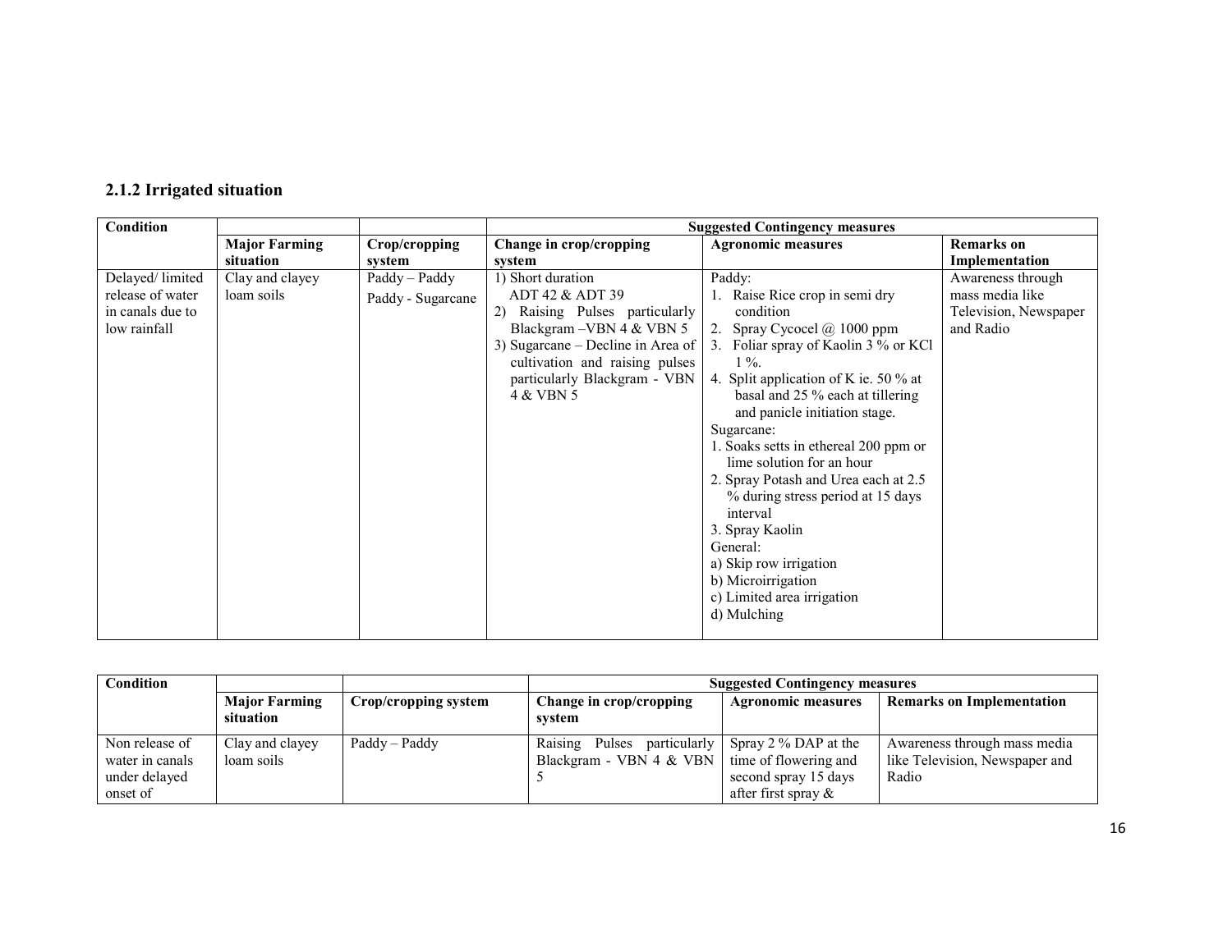### 2.1.2 Irrigated situation

| Condition | | | Suggested Contingency measures | | |
|---|---|---|---|---|---|
| | Major Farming situation | Crop/cropping system | Change in crop/cropping system | Agronomic measures | Remarks on Implementation |
| Delayed/ limited release of water in canals due to low rainfall | Clay and clayey loam soils | Paddy – Paddy<br>Paddy - Sugarcane | 1) Short duration ADT 42 & ADT 39<br>2) Raising Pulses particularly Blackgram –VBN 4 & VBN 5<br>3) Sugarcane – Decline in Area of cultivation and raising pulses particularly Blackgram - VBN 4 & VBN 5 | Paddy:<br>1. Raise Rice crop in semi dry condition<br>2. Spray Cycocel @ 1000 ppm<br>3. Foliar spray of Kaolin 3 % or KCl 1 %.<br>4. Split application of K ie. 50 % at basal and 25 % each at tillering and panicle initiation stage.<br>Sugarcane:<br>1. Soaks setts in ethereal 200 ppm or lime solution for an hour<br>2. Spray Potash and Urea each at 2.5 % during stress period at 15 days interval<br>3. Spray Kaolin<br>General:<br>a) Skip row irrigation<br>b) Microirrigation<br>c) Limited area irrigation<br>d) Mulching | Awareness through mass media like Television, Newspaper and Radio |

| Condition | | | Suggested Contingency measures | | |
|---|---|---|---|---|---|
| | Major Farming situation | Crop/cropping system | Change in crop/cropping system | Agronomic measures | Remarks on Implementation |
| Non release of water in canals under delayed onset of | Clay and clayey loam soils | Paddy – Paddy | Raising Pulses particularly Blackgram - VBN 4 & VBN 5 | Spray 2 % DAP at the time of flowering and second spray 15 days after first spray & | Awareness through mass media like Television, Newspaper and Radio |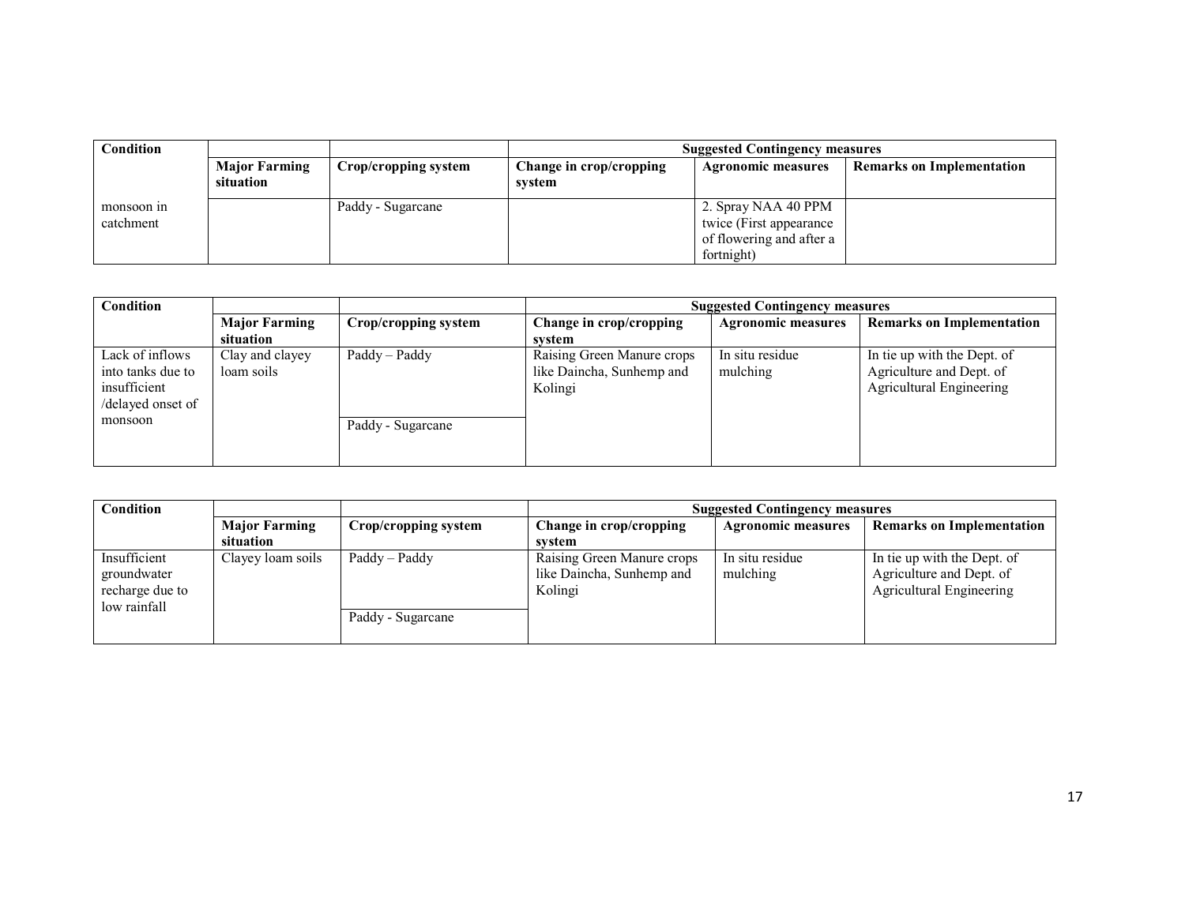| Condition | | | Suggested Contingency measures | | |
|---|---|---|---|---|---|
| | **Major Farming situation** | **Crop/cropping system** | **Change in crop/cropping system** | **Agronomic measures** | **Remarks on Implementation** |
| monsoon in catchment | | Paddy - Sugarcane | | 2. Spray NAA 40 PPM twice (First appearance of flowering and after a fortnight) | |

| Condition | | | Suggested Contingency measures | | |
|---|---|---|---|---|---|
| | **Major Farming situation** | **Crop/cropping system** | **Change in crop/cropping system** | **Agronomic measures** | **Remarks on Implementation** |
| Lack of inflows into tanks due to insufficient /delayed onset of monsoon | Clay and clayey loam soils | Paddy – Paddy | Raising Green Manure crops like Daincha, Sunhemp and Kolingi | In situ residue mulching | In tie up with the Dept. of Agriculture and Dept. of Agricultural Engineering |
| | | Paddy - Sugarcane | | | |

| Condition | | | Suggested Contingency measures | | |
|---|---|---|---|---|---|
| | **Major Farming situation** | **Crop/cropping system** | **Change in crop/cropping system** | **Agronomic measures** | **Remarks on Implementation** |
| Insufficient groundwater recharge due to low rainfall | Clayey loam soils | Paddy – Paddy | Raising Green Manure crops like Daincha, Sunhemp and Kolingi | In situ residue mulching | In tie up with the Dept. of Agriculture and Dept. of Agricultural Engineering |
| | | Paddy - Sugarcane | | | |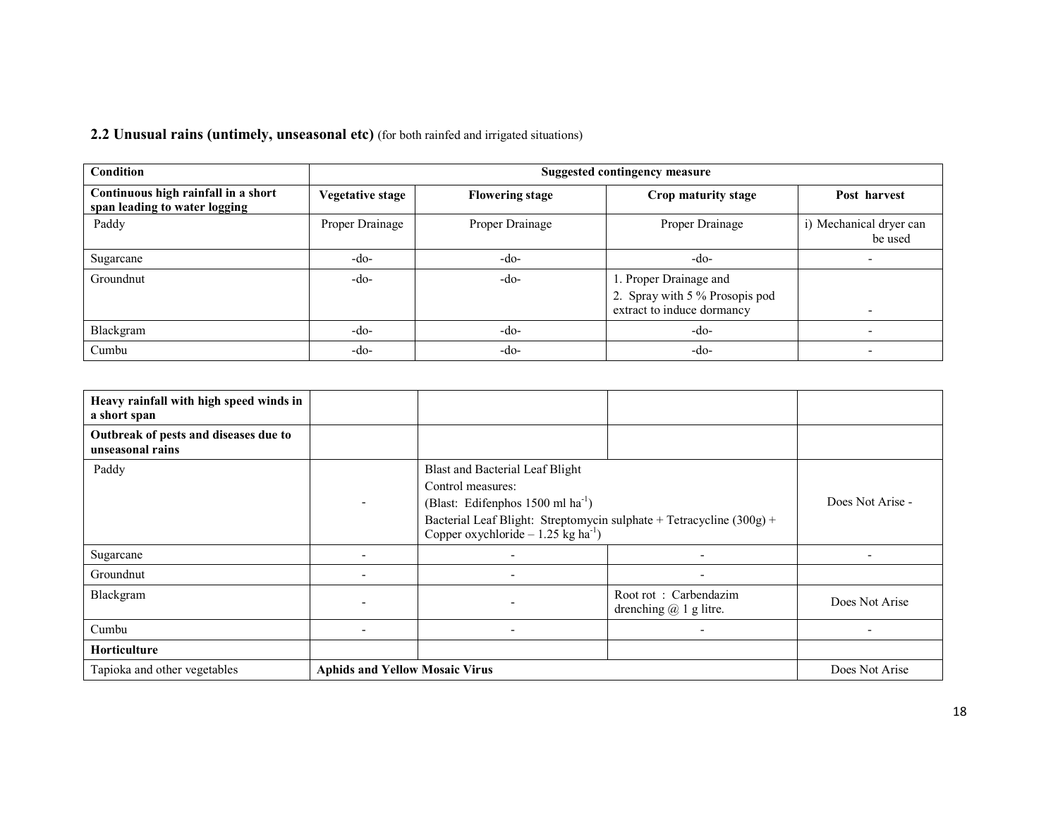## 2.2 Unusual rains (untimely, unseasonal etc) (for both rainfed and irrigated situations)

| Condition | Suggested contingency measure | | | |
|---|---|---|---|---|
| **Continuous high rainfall in a short span leading to water logging** | **Vegetative stage** | **Flowering stage** | **Crop maturity stage** | **Post harvest** |
| Paddy | Proper Drainage | Proper Drainage | Proper Drainage | i) Mechanical dryer can be used |
| Sugarcane | -do- | -do- | -do- | - |
| Groundnut | -do- | -do- | 1. Proper Drainage and<br>2. Spray with 5 % Prosopis pod extract to induce dormancy | - |
| Blackgram | -do- | -do- | -do- | - |
| Cumbu | -do- | -do- | -do- | - |

| | | | | |
|---|---|---|---|---|
| **Heavy rainfall with high speed winds in a short span** | | | | |
| **Outbreak of pests and diseases due to unseasonal rains** | | | | |
| Paddy | - | Blast and Bacterial Leaf Blight<br>Control measures:<br>(Blast: Edifenphos 1500 ml $ha^{-1}$)<br>Bacterial Leaf Blight: Streptomycin sulphate + Tetracycline (300g) + Copper oxychloride – 1.25 kg $ha^{-1}$) | | Does Not Arise - |
| Sugarcane | - | - | - | - |
| Groundnut | - | - | - | |
| Blackgram | - | - | Root rot : Carbendazim drenching @ 1 g litre. | Does Not Arise |
| Cumbu | - | - | - | - |
| **Horticulture** | | | | |
| Tapioka and other vegetables | **Aphids and Yellow Mosaic Virus** | | | Does Not Arise |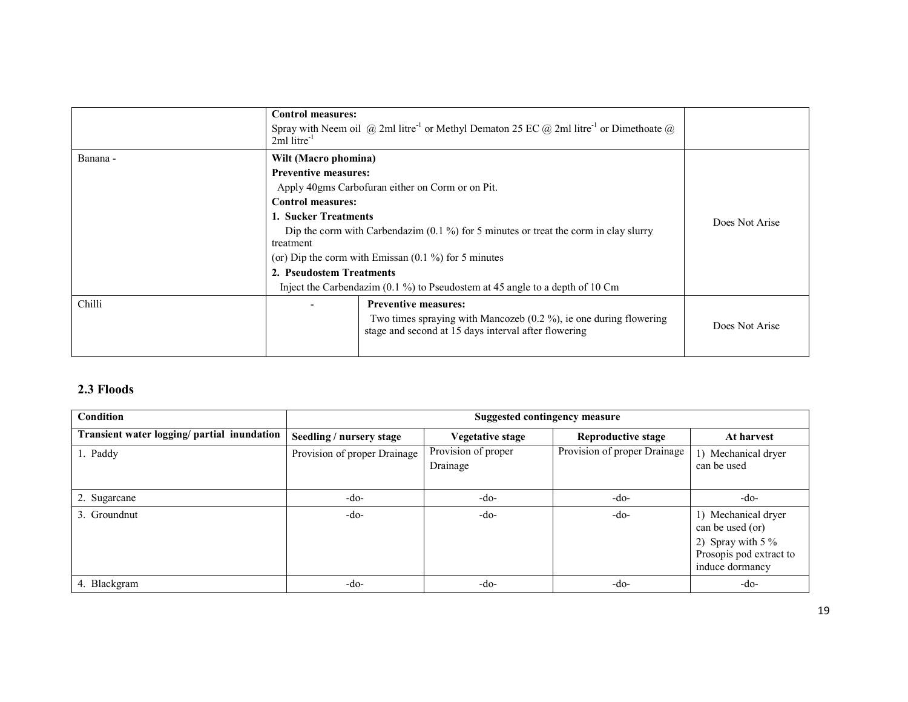| | | | |
|---|---|---|---|
| | **Control measures:**<br>Spray with Neem oil @ 2ml litre$^{-1}$ or Methyl Dematon 25 EC @ 2ml litre$^{-1}$ or Dimethoate @ 2ml litre$^{-1}$ | | |
| Banana - | **Wilt (Macro phomina)**<br>**Preventive measures:**<br>Apply 40gms Carbofuran either on Corm or on Pit.<br>**Control measures:**<br>**1. Sucker Treatments**<br>Dip the corm with Carbendazim (0.1 %) for 5 minutes or treat the corm in clay slurry treatment<br>(or) Dip the corm with Emissan (0.1 %) for 5 minutes<br>**2. Pseudostem Treatments**<br>Inject the Carbendazim (0.1 %) to Pseudostem at 45 angle to a depth of 10 Cm | | Does Not Arise |
| Chilli | - | **Preventive measures:**<br>Two times spraying with Mancozeb (0.2 %), ie one during flowering stage and second at 15 days interval after flowering | Does Not Arise |

## 2.3 Floods

| Condition | Suggested contingency measure | | | |
|---|---|---|---|---|
| **Transient water logging/ partial inundation** | **Seedling / nursery stage** | **Vegetative stage** | **Reproductive stage** | **At harvest** |
| 1. Paddy | Provision of proper Drainage | Provision of proper Drainage | Provision of proper Drainage | 1) Mechanical dryer can be used |
| 2. Sugarcane | -do- | -do- | -do- | -do- |
| 3. Groundnut | -do- | -do- | -do- | 1) Mechanical dryer can be used (or)<br>2) Spray with 5 % Prosopis pod extract to induce dormancy |
| 4. Blackgram | -do- | -do- | -do- | -do- |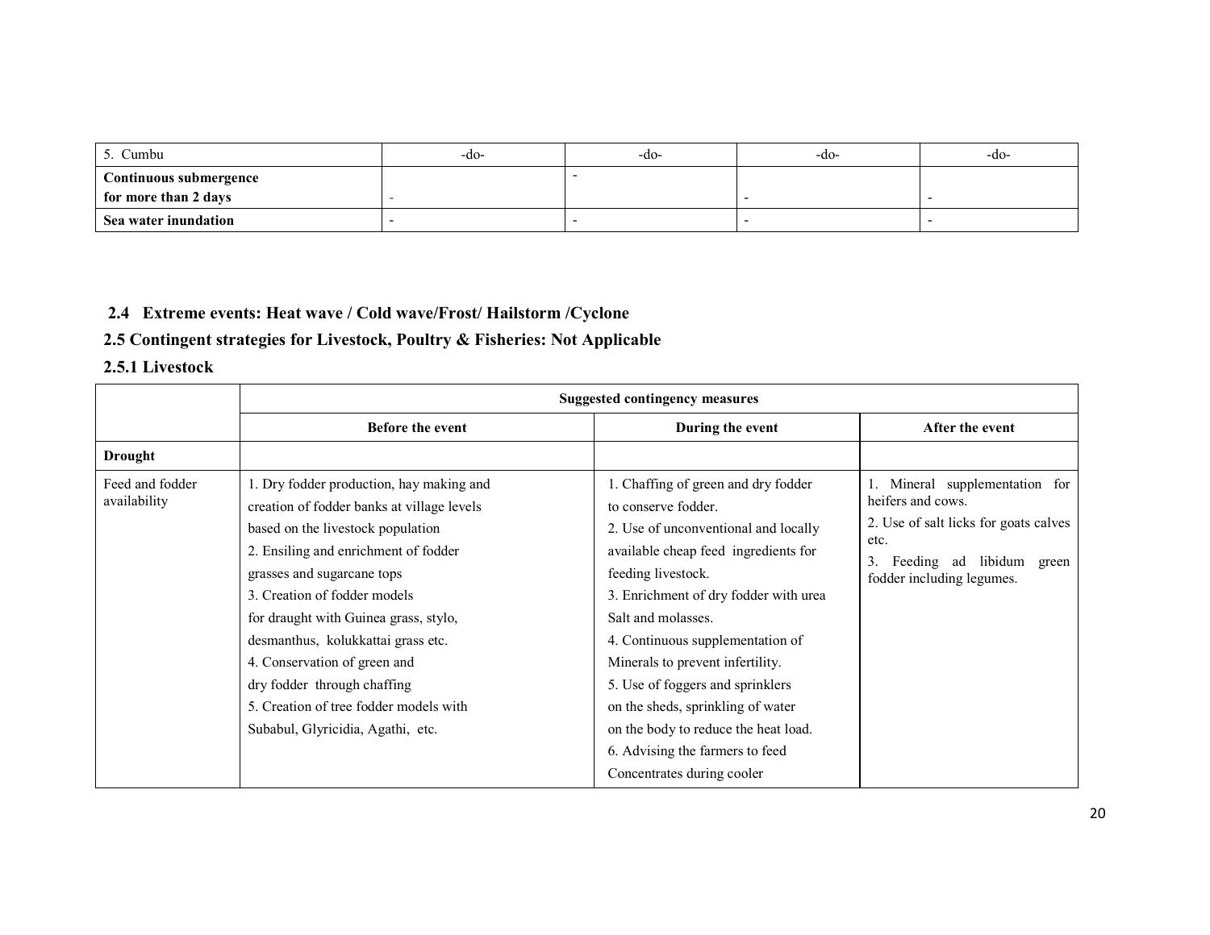| 5. Cumbu | -do- | -do- | -do- | -do- |
|---|---|---|---|---|
| **Continuous submergence for more than 2 days** | - | - | - | - |
| **Sea water inundation** | - | - | - | - |

### 2.4 Extreme events: Heat wave / Cold wave/Frost/ Hailstorm /Cyclone

### 2.5 Contingent strategies for Livestock, Poultry & Fisheries: Not Applicable

### 2.5.1 Livestock

| | Suggested contingency measures | | |
|---|---|---|---|
| | **Before the event** | **During the event** | **After the event** |
| **Drought** | | | |
| Feed and fodder availability | 1. Dry fodder production, hay making and creation of fodder banks at village levels based on the livestock population<br>2. Ensiling and enrichment of fodder grasses and sugarcane tops<br>3. Creation of fodder models for draught with Guinea grass, stylo, desmanthus, kolukkattai grass etc.<br>4. Conservation of green and dry fodder through chaffing<br>5. Creation of tree fodder models with Subabul, Glyricidia, Agathi, etc. | 1. Chaffing of green and dry fodder to conserve fodder.<br>2. Use of unconventional and locally available cheap feed ingredients for feeding livestock.<br>3. Enrichment of dry fodder with urea Salt and molasses.<br>4. Continuous supplementation of Minerals to prevent infertility.<br>5. Use of foggers and sprinklers on the sheds, sprinkling of water on the body to reduce the heat load.<br>6. Advising the farmers to feed Concentrates during cooler | 1. Mineral supplementation for heifers and cows.<br>2. Use of salt licks for goats calves etc.<br>3. Feeding ad libidum green fodder including legumes. |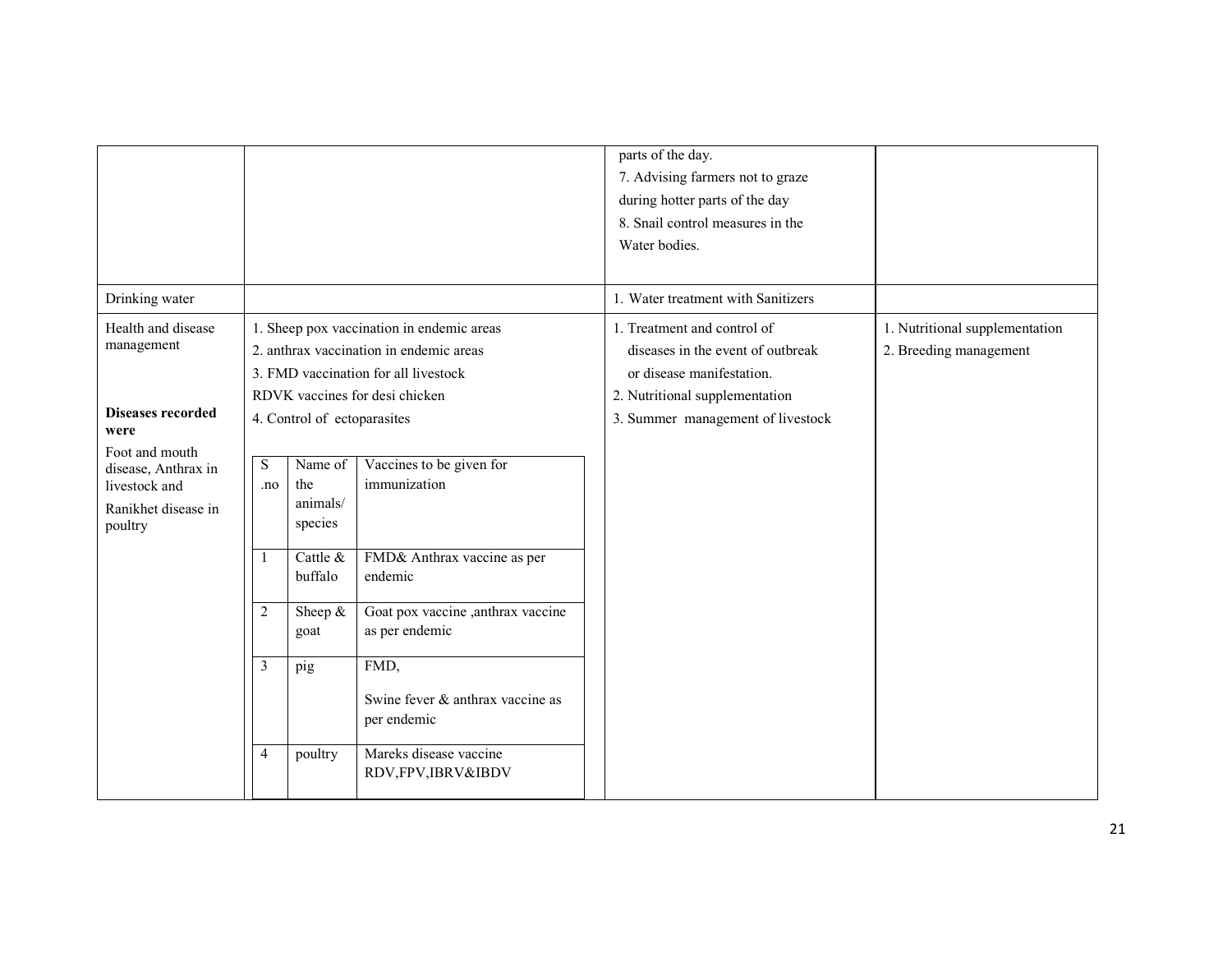| | | | |
|---|---|---|---|
| | | parts of the day.<br>7. Advising farmers not to graze during hotter parts of the day<br>8. Snail control measures in the Water bodies. | |
| Drinking water | | 1. Water treatment with Sanitizers | |
| Health and disease management<br><br>**Diseases recorded were**<br>Foot and mouth disease, Anthrax in livestock and Ranikhet disease in poultry | 1. Sheep pox vaccination in endemic areas<br>2. anthrax vaccination in endemic areas<br>3. FMD vaccination for all livestock<br>RDVK vaccines for desi chicken<br>4. Control of ectoparasites | 1. Treatment and control of diseases in the event of outbreak or disease manifestation.<br>2. Nutritional supplementation<br>3. Summer management of livestock | 1. Nutritional supplementation<br>2. Breeding management |

| S .no | Name of the animals/ species | Vaccines to be given for immunization |
|---|---|---|
| 1 | Cattle & buffalo | FMD& Anthrax vaccine as per endemic |
| 2 | Sheep & goat | Goat pox vaccine ,anthrax vaccine as per endemic |
| 3 | pig | FMD,<br>Swine fever & anthrax vaccine as per endemic |
| 4 | poultry | Mareks disease vaccine RDV,FPV,IBRV&IBDV |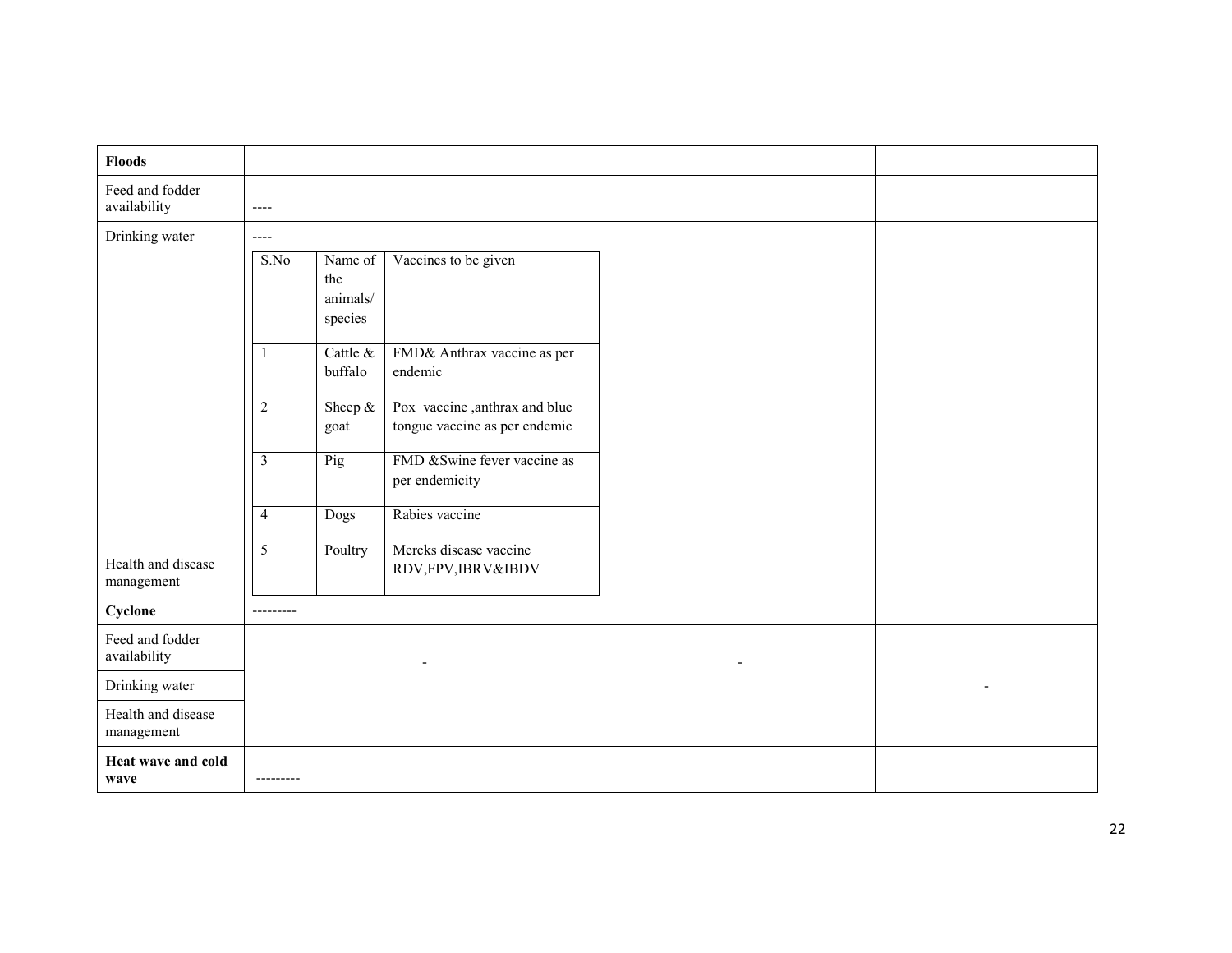| **Floods** | | | |
|---|---|---|---|
| Feed and fodder availability | ---- | | |
| Drinking water | ---- | | |
| Health and disease management | S.No \| Name of the animals/ species \| Vaccines to be given<br>1 \| Cattle & buffalo \| FMD& Anthrax vaccine as per endemic<br>2 \| Sheep & goat \| Pox vaccine ,anthrax and blue tongue vaccine as per endemic<br>3 \| Pig \| FMD &Swine fever vaccine as per endemicity<br>4 \| Dogs \| Rabies vaccine<br>5 \| Poultry \| Mercks disease vaccine RDV,FPV,IBRV&IBDV | | |
| **Cyclone** | --------- | | |
| Feed and fodder availability | - | - | - |
| Drinking water | | | |
| Health and disease management | | | |
| **Heat wave and cold wave** | --------- | | |

| S.No | Name of the animals/ species | Vaccines to be given |
|---|---|---|
| 1 | Cattle & buffalo | FMD& Anthrax vaccine as per endemic |
| 2 | Sheep & goat | Pox vaccine ,anthrax and blue tongue vaccine as per endemic |
| 3 | Pig | FMD &Swine fever vaccine as per endemicity |
| 4 | Dogs | Rabies vaccine |
| 5 | Poultry | Mercks disease vaccine RDV,FPV,IBRV&IBDV |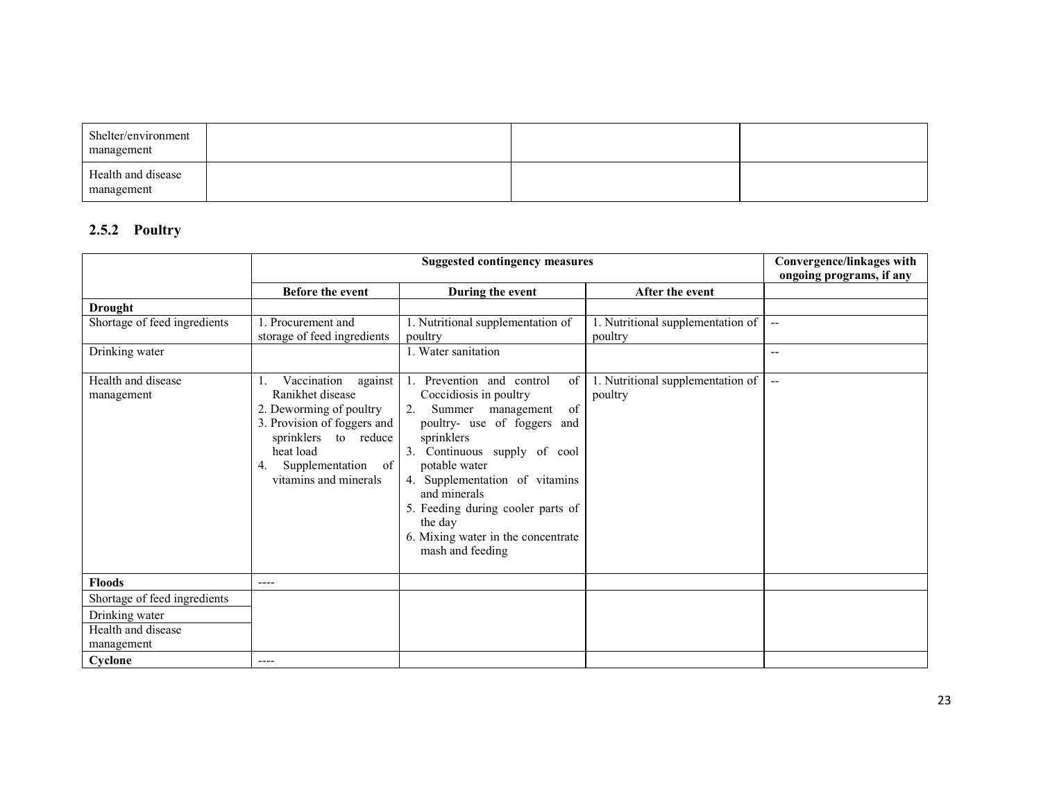| Shelter/environment management | | | |
|---|---|---|---|
| Health and disease management | | | |

## 2.5.2 Poultry

| | Suggested contingency measures | | | Convergence/linkages with ongoing programs, if any |
|---|---|---|---|---|
| | Before the event | During the event | After the event | |
| **Drought** | | | | |
| Shortage of feed ingredients | 1. Procurement and storage of feed ingredients | 1. Nutritional supplementation of poultry | 1. Nutritional supplementation of poultry | -- |
| Drinking water | | 1. Water sanitation | | -- |
| Health and disease management | 1. Vaccination against Ranikhet disease<br>2. Deworming of poultry<br>3. Provision of foggers and sprinklers to reduce heat load<br>4. Supplementation of vitamins and minerals | 1. Prevention and control of Coccidiosis in poultry<br>2. Summer management of poultry- use of foggers and sprinklers<br>3. Continuous supply of cool potable water<br>4. Supplementation of vitamins and minerals<br>5. Feeding during cooler parts of the day<br>6. Mixing water in the concentrate mash and feeding | 1. Nutritional supplementation of poultry | -- |
| **Floods** | ---- | | | |
| Shortage of feed ingredients | | | | |
| Drinking water | | | | |
| Health and disease management | | | | |
| **Cyclone** | ---- | | | |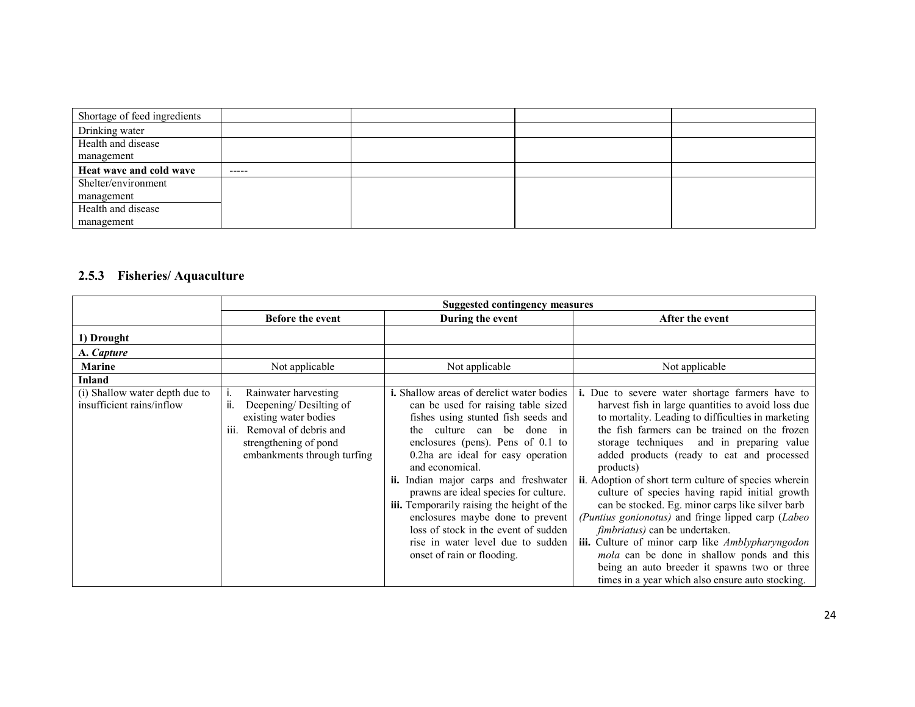| Shortage of feed ingredients | | | | |
|---|---|---|---|---|
| Drinking water | | | | |
| Health and disease management | | | | |
| **Heat wave and cold wave** | ----- | | | |
| Shelter/environment management | | | | |
| Health and disease management | | | | |

### 2.5.3 Fisheries/ Aquaculture

| | **Suggested contingency measures** | | |
|---|---|---|---|
| | **Before the event** | **During the event** | **After the event** |
| **1) Drought** | | | |
| **A.** ***Capture*** | | | |
| **Marine** | Not applicable | Not applicable | Not applicable |
| **Inland** | | | |
| (i) Shallow water depth due to insufficient rains/inflow | i. Rainwater harvesting<br>ii. Deepening/ Desilting of existing water bodies<br>iii. Removal of debris and strengthening of pond embankments through turfing | **i.** Shallow areas of derelict water bodies can be used for raising table sized fishes using stunted fish seeds and the culture can be done in enclosures (pens). Pens of 0.1 to 0.2ha are ideal for easy operation and economical.<br>**ii.** Indian major carps and freshwater prawns are ideal species for culture.<br>**iii.** Temporarily raising the height of the enclosures maybe done to prevent loss of stock in the event of sudden rise in water level due to sudden onset of rain or flooding. | **i.** Due to severe water shortage farmers have to harvest fish in large quantities to avoid loss due to mortality. Leading to difficulties in marketing the fish farmers can be trained on the frozen storage techniques and in preparing value added products (ready to eat and processed products)<br>**ii**. Adoption of short term culture of species wherein culture of species having rapid initial growth can be stocked. Eg. minor carps like silver barb *(Puntius gonionotus)* and fringe lipped carp (*Labeo fimbriatus)* can be undertaken.<br>**iii.** Culture of minor carp like *Amblypharyngodon mola* can be done in shallow ponds and this being an auto breeder it spawns two or three times in a year which also ensure auto stocking. |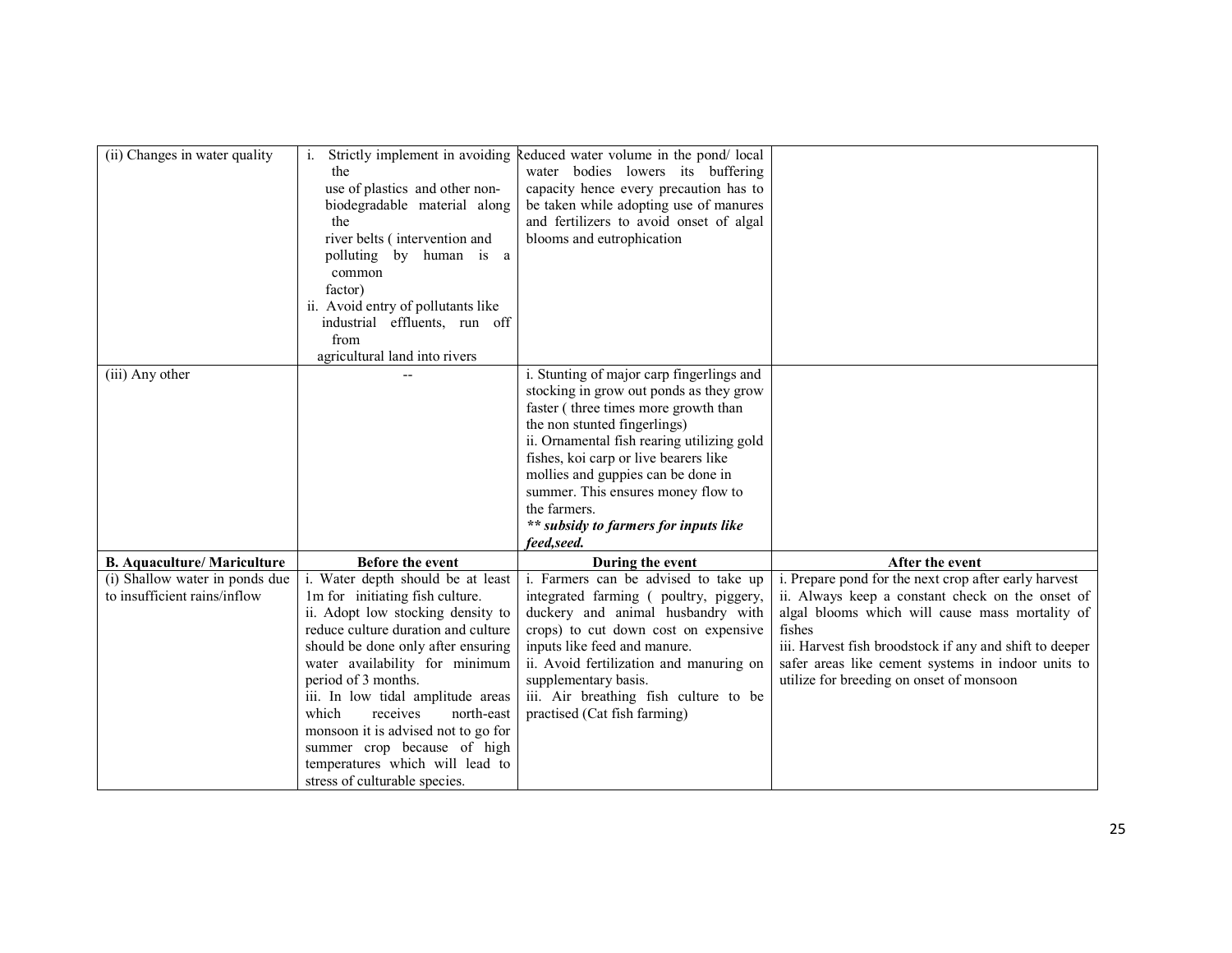| | | | |
|---|---|---|---|
| (ii) Changes in water quality | i. Strictly implement in avoiding the use of plastics and other non-biodegradable material along the river belts ( intervention and polluting by human is a common factor)<br>ii. Avoid entry of pollutants like industrial effluents, run off from agricultural land into rivers | Reduced water volume in the pond/ local water bodies lowers its buffering capacity hence every precaution has to be taken while adopting use of manures and fertilizers to avoid onset of algal blooms and eutrophication | |
| (iii) Any other | -- | i. Stunting of major carp fingerlings and stocking in grow out ponds as they grow faster ( three times more growth than the non stunted fingerlings)<br>ii. Ornamental fish rearing utilizing gold fishes, koi carp or live bearers like mollies and guppies can be done in summer. This ensures money flow to the farmers.<br>***\*\* subsidy to farmers for inputs like feed,seed.*** | |
| **B. Aquaculture/ Mariculture** | **Before the event** | **During the event** | **After the event** |
| (i) Shallow water in ponds due to insufficient rains/inflow | i. Water depth should be at least 1m for initiating fish culture.<br>ii. Adopt low stocking density to reduce culture duration and culture should be done only after ensuring water availability for minimum period of 3 months.<br>iii. In low tidal amplitude areas which receives north-east monsoon it is advised not to go for summer crop because of high temperatures which will lead to stress of culturable species. | i. Farmers can be advised to take up integrated farming ( poultry, piggery, duckery and animal husbandry with crops) to cut down cost on expensive inputs like feed and manure.<br>ii. Avoid fertilization and manuring on supplementary basis.<br>iii. Air breathing fish culture to be practised (Cat fish farming) | i. Prepare pond for the next crop after early harvest<br>ii. Always keep a constant check on the onset of algal blooms which will cause mass mortality of fishes<br>iii. Harvest fish broodstock if any and shift to deeper safer areas like cement systems in indoor units to utilize for breeding on onset of monsoon |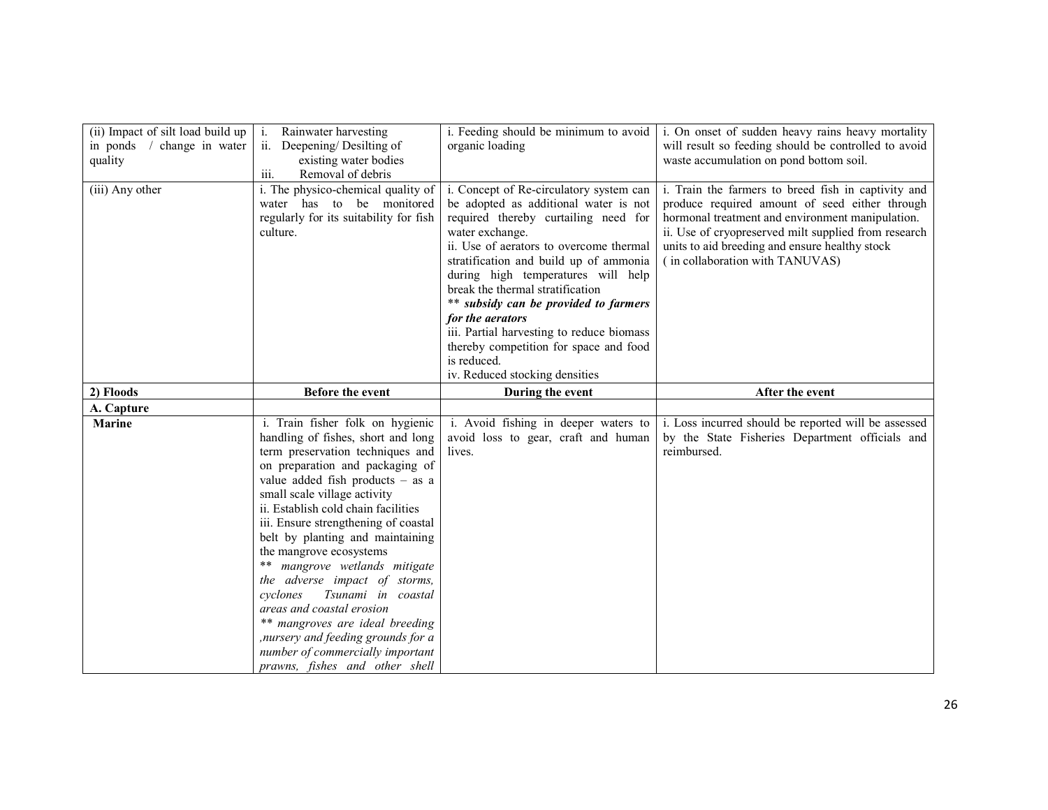| (ii) Impact of silt load build up in ponds / change in water quality | i. Rainwater harvesting<br>ii. Deepening/ Desilting of existing water bodies<br>iii. Removal of debris | i. Feeding should be minimum to avoid organic loading | i. On onset of sudden heavy rains heavy mortality will result so feeding should be controlled to avoid waste accumulation on pond bottom soil. |
|---|---|---|---|
| (iii) Any other | i. The physico-chemical quality of water has to be monitored regularly for its suitability for fish culture. | i. Concept of Re-circulatory system can be adopted as additional water is not required thereby curtailing need for water exchange.<br>ii. Use of aerators to overcome thermal stratification and build up of ammonia during high temperatures will help break the thermal stratification<br>*** subsidy can be provided to farmers for the aerators***<br>iii. Partial harvesting to reduce biomass thereby competition for space and food is reduced.<br>iv. Reduced stocking densities | i. Train the farmers to breed fish in captivity and produce required amount of seed either through hormonal treatment and environment manipulation.<br>ii. Use of cryopreserved milt supplied from research units to aid breeding and ensure healthy stock ( in collaboration with TANUVAS) |
| **2) Floods** | **Before the event** | **During the event** | **After the event** |
| **A. Capture** | | | |
| **Marine** | i. Train fisher folk on hygienic handling of fishes, short and long term preservation techniques and on preparation and packaging of value added fish products – as a small scale village activity<br>ii. Establish cold chain facilities<br>iii. Ensure strengthening of coastal belt by planting and maintaining the mangrove ecosystems<br>*** mangrove wetlands mitigate the adverse impact of storms, cyclones Tsunami in coastal areas and coastal erosion*<br>*** mangroves are ideal breeding ,nursery and feeding grounds for a number of commercially important prawns, fishes and other shell* | i. Avoid fishing in deeper waters to avoid loss to gear, craft and human lives. | i. Loss incurred should be reported will be assessed by the State Fisheries Department officials and reimbursed. |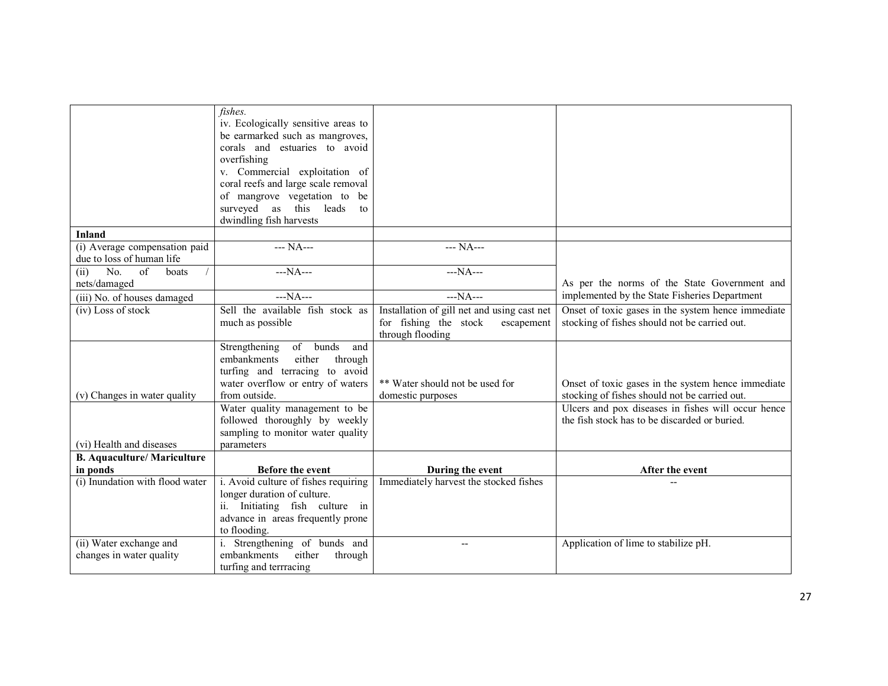| | | | |
|---|---|---|---|
| | *fishes.*<br>iv. Ecologically sensitive areas to be earmarked such as mangroves, corals and estuaries to avoid overfishing<br>v. Commercial exploitation of coral reefs and large scale removal of mangrove vegetation to be surveyed as this leads to dwindling fish harvests | | |
| **Inland** | | | |
| (i) Average compensation paid due to loss of human life | --- NA--- | --- NA--- | As per the norms of the State Government and implemented by the State Fisheries Department |
| (ii) No. of boats / nets/damaged | ---NA--- | ---NA--- | |
| (iii) No. of houses damaged | ---NA--- | ---NA--- | |
| (iv) Loss of stock | Sell the available fish stock as much as possible | Installation of gill net and using cast net for fishing the stock escapement through flooding | Onset of toxic gases in the system hence immediate stocking of fishes should not be carried out. |
| (v) Changes in water quality | Strengthening of bunds and embankments either through turfing and terracing to avoid water overflow or entry of waters from outside. | ** Water should not be used for domestic purposes | Onset of toxic gases in the system hence immediate stocking of fishes should not be carried out. |
| (vi) Health and diseases | Water quality management to be followed thoroughly by weekly sampling to monitor water quality parameters | | Ulcers and pox diseases in fishes will occur hence the fish stock has to be discarded or buried. |
| **B. Aquaculture/ Mariculture in ponds** | **Before the event** | **During the event** | **After the event** |
| (i) Inundation with flood water | i. Avoid culture of fishes requiring longer duration of culture.<br>ii. Initiating fish culture in advance in areas frequently prone to flooding. | Immediately harvest the stocked fishes | -- |
| (ii) Water exchange and changes in water quality | i. Strengthening of bunds and embankments either through turfing and terrracing | -- | Application of lime to stabilize pH. |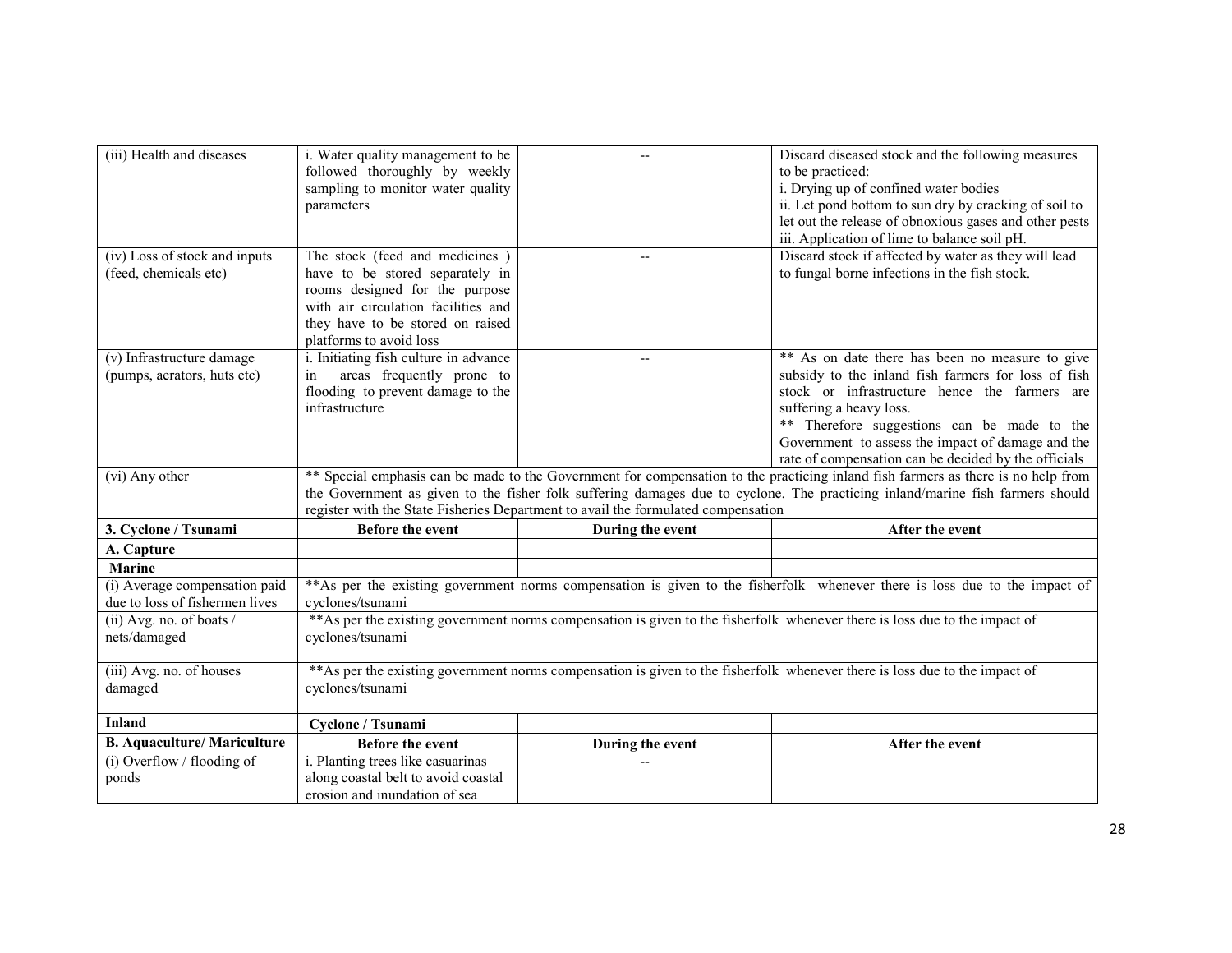| (iii) Health and diseases | i. Water quality management to be followed thoroughly by weekly sampling to monitor water quality parameters | -- | Discard diseased stock and the following measures to be practiced:<br>i. Drying up of confined water bodies<br>ii. Let pond bottom to sun dry by cracking of soil to let out the release of obnoxious gases and other pests<br>iii. Application of lime to balance soil pH. |
|---|---|---|---|
| (iv) Loss of stock and inputs (feed, chemicals etc) | The stock (feed and medicines ) have to be stored separately in rooms designed for the purpose with air circulation facilities and they have to be stored on raised platforms to avoid loss | -- | Discard stock if affected by water as they will lead to fungal borne infections in the fish stock. |
| (v) Infrastructure damage (pumps, aerators, huts etc) | i. Initiating fish culture in advance in areas frequently prone to flooding to prevent damage to the infrastructure | -- | ** As on date there has been no measure to give subsidy to the inland fish farmers for loss of fish stock or infrastructure hence the farmers are suffering a heavy loss.<br>** Therefore suggestions can be made to the Government to assess the impact of damage and the rate of compensation can be decided by the officials |
| (vi) Any other | ** Special emphasis can be made to the Government for compensation to the practicing inland fish farmers as there is no help from the Government as given to the fisher folk suffering damages due to cyclone. The practicing inland/marine fish farmers should register with the State Fisheries Department to avail the formulated compensation | | |
| **3. Cyclone / Tsunami** | **Before the event** | **During the event** | **After the event** |
| **A. Capture** | | | |
| **Marine** | | | |
| (i) Average compensation paid due to loss of fishermen lives | **As per the existing government norms compensation is given to the fisherfolk whenever there is loss due to the impact of cyclones/tsunami | | |
| (ii) Avg. no. of boats / nets/damaged | **As per the existing government norms compensation is given to the fisherfolk whenever there is loss due to the impact of cyclones/tsunami | | |
| (iii) Avg. no. of houses damaged | **As per the existing government norms compensation is given to the fisherfolk whenever there is loss due to the impact of cyclones/tsunami | | |
| **Inland** | **Cyclone / Tsunami** | | |
| **B. Aquaculture/ Mariculture** | **Before the event** | **During the event** | **After the event** |
| (i) Overflow / flooding of ponds | i. Planting trees like casuarinas along coastal belt to avoid coastal erosion and inundation of sea | -- | |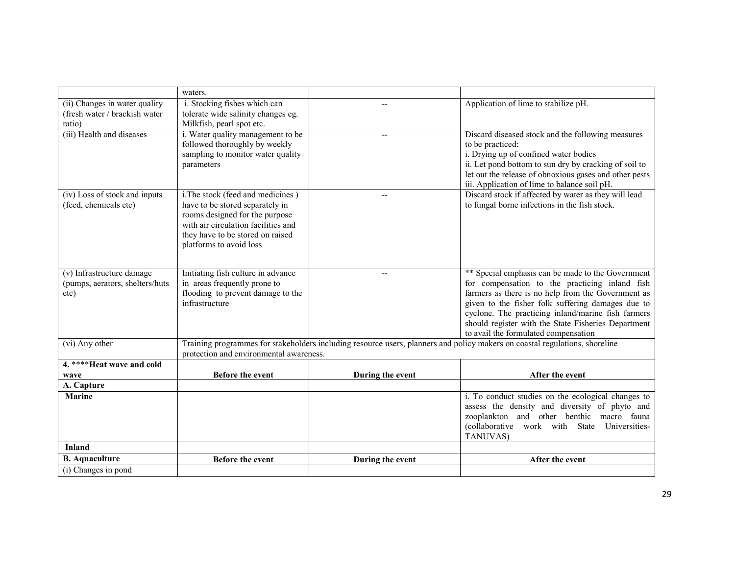| | waters. | | |
|---|---|---|---|
| (ii) Changes in water quality (fresh water / brackish water ratio) | i. Stocking fishes which can tolerate wide salinity changes eg. Milkfish, pearl spot etc. | -- | Application of lime to stabilize pH. |
| (iii) Health and diseases | i. Water quality management to be followed thoroughly by weekly sampling to monitor water quality parameters | -- | Discard diseased stock and the following measures to be practiced:<br>i. Drying up of confined water bodies<br>ii. Let pond bottom to sun dry by cracking of soil to let out the release of obnoxious gases and other pests<br>iii. Application of lime to balance soil pH. |
| (iv) Loss of stock and inputs (feed, chemicals etc) | i.The stock (feed and medicines ) have to be stored separately in rooms designed for the purpose with air circulation facilities and they have to be stored on raised platforms to avoid loss | -- | Discard stock if affected by water as they will lead to fungal borne infections in the fish stock. |
| (v) Infrastructure damage (pumps, aerators, shelters/huts etc) | Initiating fish culture in advance in areas frequently prone to flooding to prevent damage to the infrastructure | -- | ** Special emphasis can be made to the Government for compensation to the practicing inland fish farmers as there is no help from the Government as given to the fisher folk suffering damages due to cyclone. The practicing inland/marine fish farmers should register with the State Fisheries Department to avail the formulated compensation |
| (vi) Any other | Training programmes for stakeholders including resource users, planners and policy makers on coastal regulations, shoreline protection and environmental awareness. | | |
| **4. ****Heat wave and cold wave** | **Before the event** | **During the event** | **After the event** |
| **A. Capture** | | | |
| **Marine** | | | i. To conduct studies on the ecological changes to assess the density and diversity of phyto and zooplankton and other benthic macro fauna (collaborative work with State Universities-TANUVAS) |
| **Inland** | | | |
| **B. Aquaculture** | **Before the event** | **During the event** | **After the event** |
| (i) Changes in pond | | | |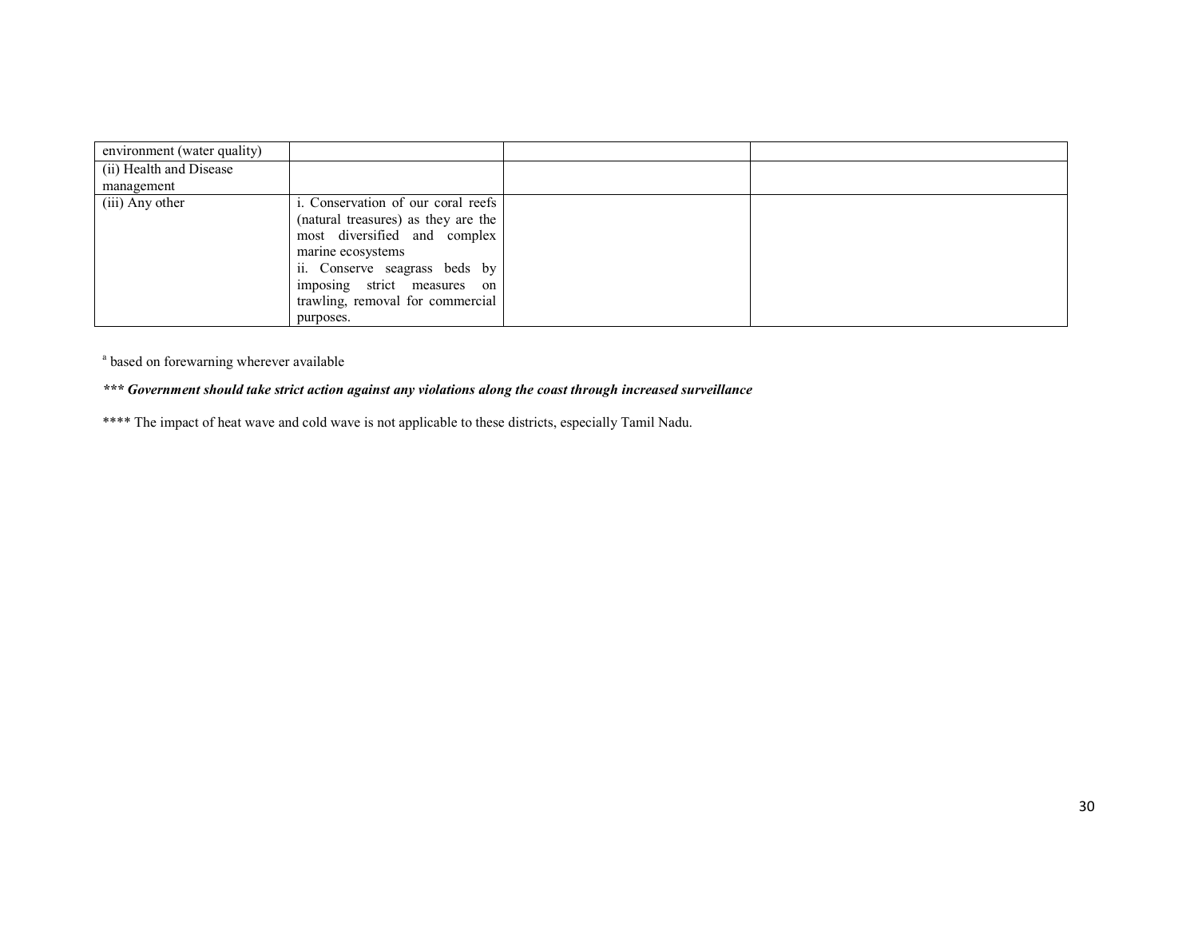| | | | |
|---|---|---|---|
| environment (water quality) | | | |
| (ii) Health and Disease management | | | |
| (iii) Any other | i. Conservation of our coral reefs (natural treasures) as they are the most diversified and complex marine ecosystems<br>ii. Conserve seagrass beds by imposing strict measures on trawling, removal for commercial purposes. | | |

[a] based on forewarning wherever available

***\*\*\* Government should take strict action against any violations along the coast through increased surveillance***

\*\*\*\* The impact of heat wave and cold wave is not applicable to these districts, especially Tamil Nadu.